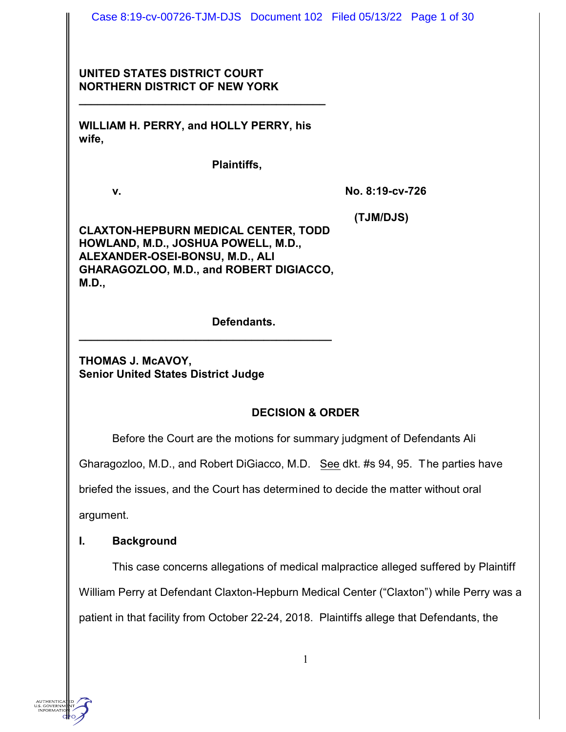**UNITED STATES DISTRICT COURT**
**NORTHERN DISTRICT OF NEW YORK**

---

**WILLIAM H. PERRY, and HOLLY PERRY, his wife,**

**Plaintiffs,**

**v.** **No. 8:19-cv-726**

**(TJM/DJS)**

**CLAXTON-HEPBURN MEDICAL CENTER, TODD HOWLAND, M.D., JOSHUA POWELL, M.D., ALEXANDER-OSEI-BONSU, M.D., ALI GHARAGOZLOO, M.D., and ROBERT DIGIACCO, M.D.,**

**Defendants.**

---

**THOMAS J. McAVOY,**
**Senior United States District Judge**

## DECISION & ORDER

Before the Court are the motions for summary judgment of Defendants Ali Gharagozloo, M.D., and Robert DiGiacco, M.D. See dkt. #s 94, 95. The parties have briefed the issues, and the Court has determined to decide the matter without oral argument.

## I. Background

This case concerns allegations of medical malpractice alleged suffered by Plaintiff William Perry at Defendant Claxton-Hepburn Medical Center ("Claxton") while Perry was a patient in that facility from October 22-24, 2018. Plaintiffs allege that Defendants, the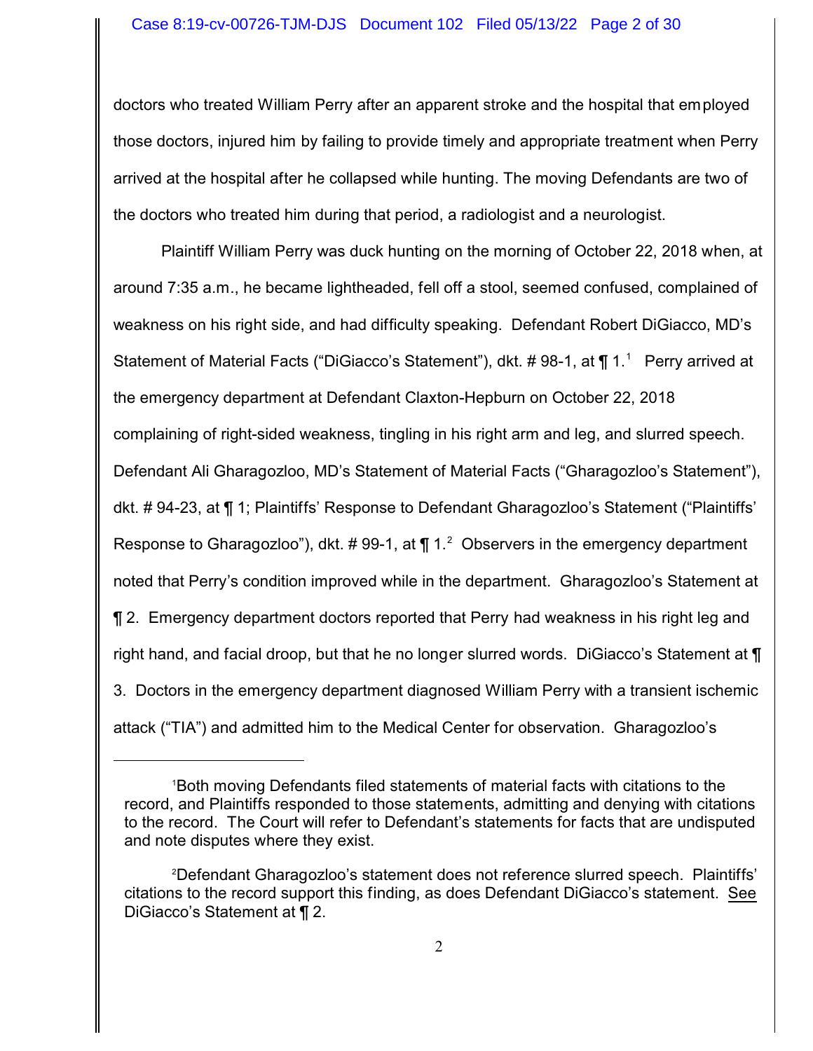doctors who treated William Perry after an apparent stroke and the hospital that employed those doctors, injured him by failing to provide timely and appropriate treatment when Perry arrived at the hospital after he collapsed while hunting. The moving Defendants are two of the doctors who treated him during that period, a radiologist and a neurologist.

Plaintiff William Perry was duck hunting on the morning of October 22, 2018 when, at around 7:35 a.m., he became lightheaded, fell off a stool, seemed confused, complained of weakness on his right side, and had difficulty speaking. Defendant Robert DiGiacco, MD's Statement of Material Facts ("DiGiacco's Statement"), dkt. # 98-1, at ¶ 1.[1] Perry arrived at the emergency department at Defendant Claxton-Hepburn on October 22, 2018 complaining of right-sided weakness, tingling in his right arm and leg, and slurred speech. Defendant Ali Gharagozloo, MD's Statement of Material Facts ("Gharagozloo's Statement"), dkt. # 94-23, at ¶ 1; Plaintiffs' Response to Defendant Gharagozloo's Statement ("Plaintiffs' Response to Gharagozloo"), dkt. # 99-1, at ¶ 1.[2] Observers in the emergency department noted that Perry's condition improved while in the department. Gharagozloo's Statement at ¶ 2. Emergency department doctors reported that Perry had weakness in his right leg and right hand, and facial droop, but that he no longer slurred words. DiGiacco's Statement at ¶ 3. Doctors in the emergency department diagnosed William Perry with a transient ischemic attack ("TIA") and admitted him to the Medical Center for observation. Gharagozloo's

[1] Both moving Defendants filed statements of material facts with citations to the record, and Plaintiffs responded to those statements, admitting and denying with citations to the record. The Court will refer to Defendant's statements for facts that are undisputed and note disputes where they exist.

[2] Defendant Gharagozloo's statement does not reference slurred speech. Plaintiffs' citations to the record support this finding, as does Defendant DiGiacco's statement. See DiGiacco's Statement at ¶ 2.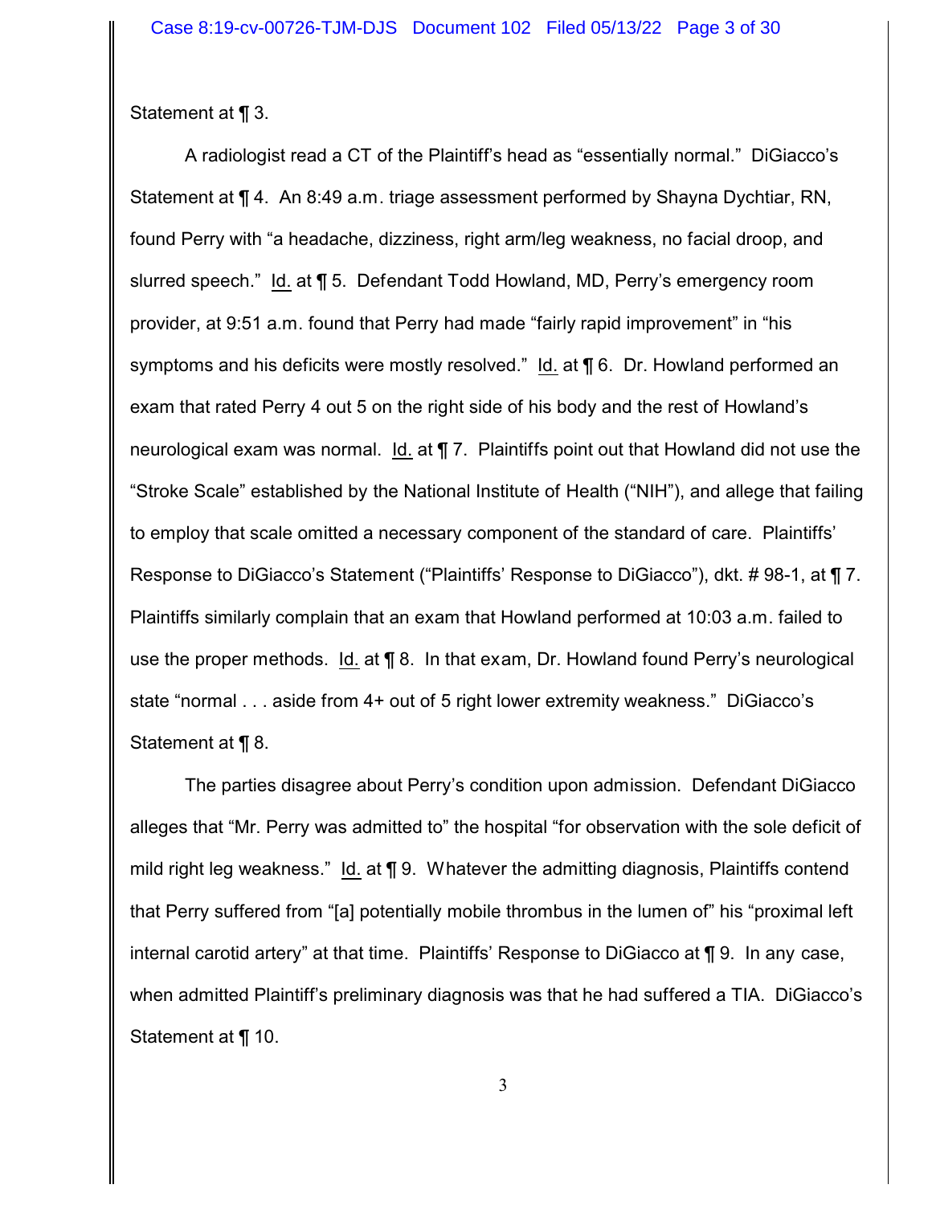Statement at ¶ 3.

A radiologist read a CT of the Plaintiff's head as "essentially normal." DiGiacco's Statement at ¶ 4. An 8:49 a.m. triage assessment performed by Shayna Dychtiar, RN, found Perry with "a headache, dizziness, right arm/leg weakness, no facial droop, and slurred speech." Id. at ¶ 5. Defendant Todd Howland, MD, Perry's emergency room provider, at 9:51 a.m. found that Perry had made "fairly rapid improvement" in "his symptoms and his deficits were mostly resolved." Id. at ¶ 6. Dr. Howland performed an exam that rated Perry 4 out 5 on the right side of his body and the rest of Howland's neurological exam was normal. Id. at ¶ 7. Plaintiffs point out that Howland did not use the "Stroke Scale" established by the National Institute of Health ("NIH"), and allege that failing to employ that scale omitted a necessary component of the standard of care. Plaintiffs' Response to DiGiacco's Statement ("Plaintiffs' Response to DiGiacco"), dkt. # 98-1, at ¶ 7. Plaintiffs similarly complain that an exam that Howland performed at 10:03 a.m. failed to use the proper methods. Id. at ¶ 8. In that exam, Dr. Howland found Perry's neurological state "normal . . . aside from 4+ out of 5 right lower extremity weakness." DiGiacco's Statement at ¶ 8.

The parties disagree about Perry's condition upon admission. Defendant DiGiacco alleges that "Mr. Perry was admitted to" the hospital "for observation with the sole deficit of mild right leg weakness." Id. at ¶ 9. Whatever the admitting diagnosis, Plaintiffs contend that Perry suffered from "[a] potentially mobile thrombus in the lumen of" his "proximal left internal carotid artery" at that time. Plaintiffs' Response to DiGiacco at ¶ 9. In any case, when admitted Plaintiff's preliminary diagnosis was that he had suffered a TIA. DiGiacco's Statement at ¶ 10.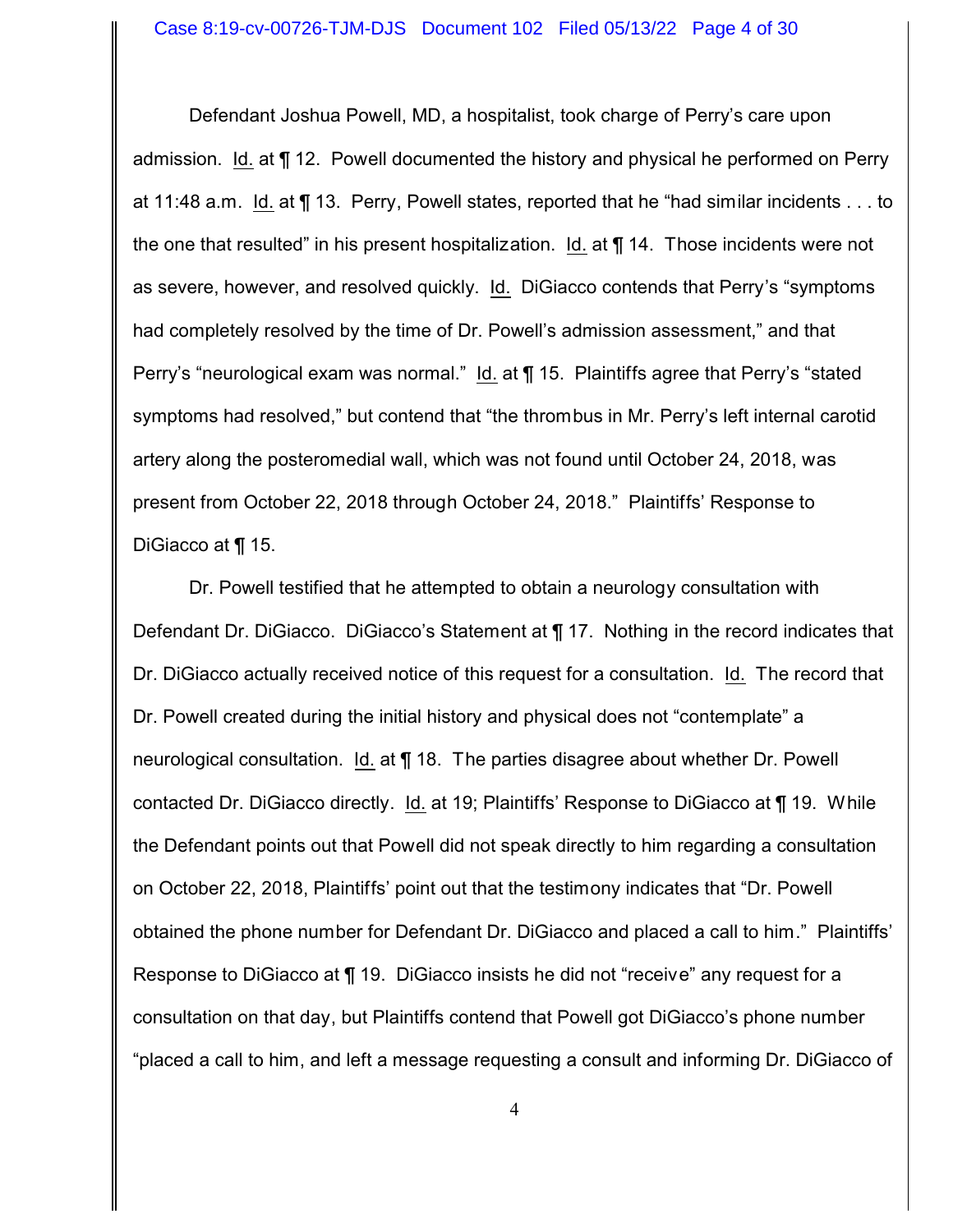Defendant Joshua Powell, MD, a hospitalist, took charge of Perry's care upon admission. Id. at ¶ 12. Powell documented the history and physical he performed on Perry at 11:48 a.m. Id. at ¶ 13. Perry, Powell states, reported that he "had similar incidents . . . to the one that resulted" in his present hospitalization. Id. at ¶ 14. Those incidents were not as severe, however, and resolved quickly. Id. DiGiacco contends that Perry's "symptoms had completely resolved by the time of Dr. Powell's admission assessment," and that Perry's "neurological exam was normal." Id. at ¶ 15. Plaintiffs agree that Perry's "stated symptoms had resolved," but contend that "the thrombus in Mr. Perry's left internal carotid artery along the posteromedial wall, which was not found until October 24, 2018, was present from October 22, 2018 through October 24, 2018." Plaintiffs' Response to DiGiacco at ¶ 15.

Dr. Powell testified that he attempted to obtain a neurology consultation with Defendant Dr. DiGiacco. DiGiacco's Statement at ¶ 17. Nothing in the record indicates that Dr. DiGiacco actually received notice of this request for a consultation. Id. The record that Dr. Powell created during the initial history and physical does not "contemplate" a neurological consultation. Id. at ¶ 18. The parties disagree about whether Dr. Powell contacted Dr. DiGiacco directly. Id. at 19; Plaintiffs' Response to DiGiacco at ¶ 19. While the Defendant points out that Powell did not speak directly to him regarding a consultation on October 22, 2018, Plaintiffs' point out that the testimony indicates that "Dr. Powell obtained the phone number for Defendant Dr. DiGiacco and placed a call to him." Plaintiffs' Response to DiGiacco at ¶ 19. DiGiacco insists he did not "receive" any request for a consultation on that day, but Plaintiffs contend that Powell got DiGiacco's phone number "placed a call to him, and left a message requesting a consult and informing Dr. DiGiacco of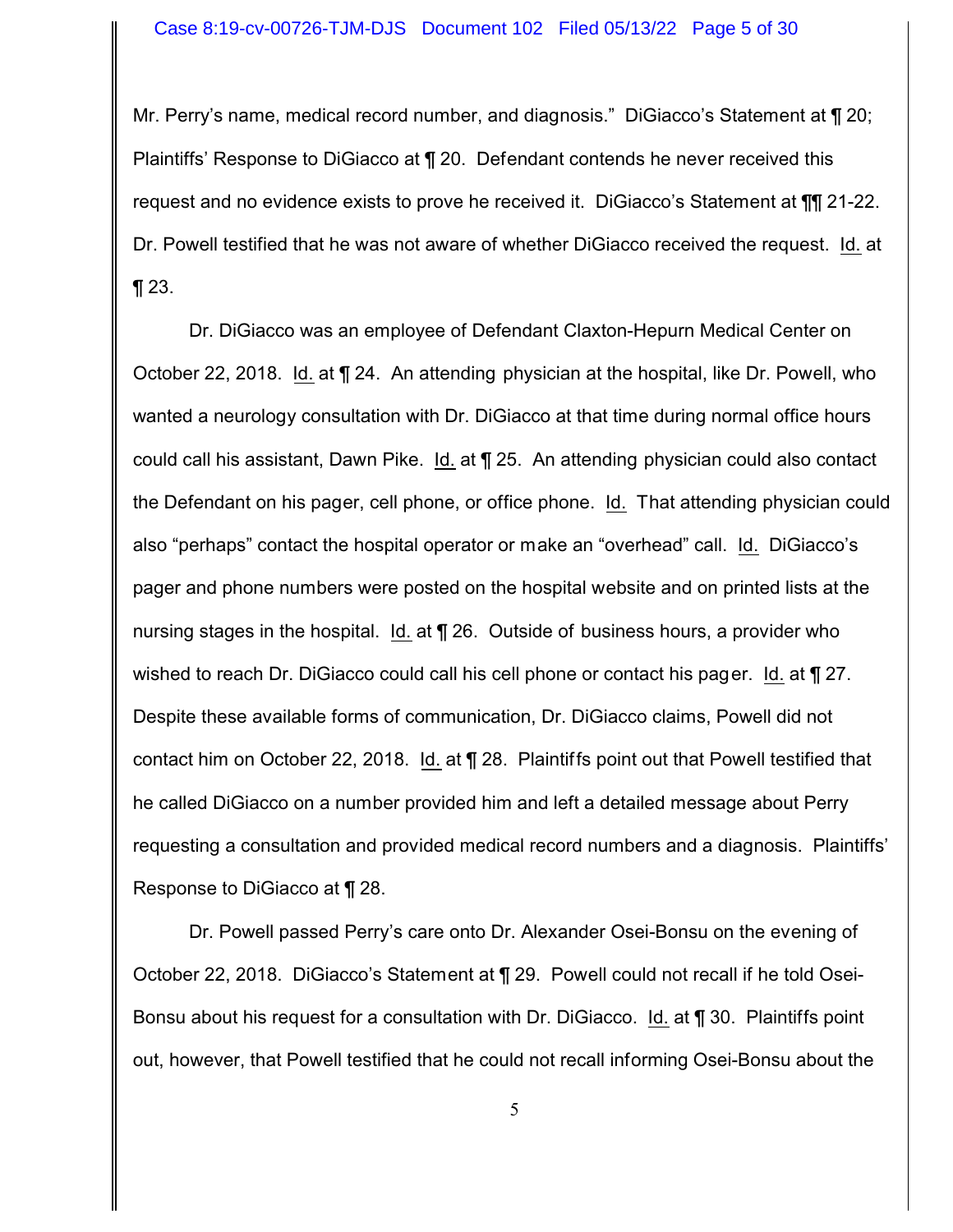Mr. Perry's name, medical record number, and diagnosis." DiGiacco's Statement at ¶ 20; Plaintiffs' Response to DiGiacco at ¶ 20. Defendant contends he never received this request and no evidence exists to prove he received it. DiGiacco's Statement at ¶¶ 21-22. Dr. Powell testified that he was not aware of whether DiGiacco received the request. Id. at ¶ 23.

Dr. DiGiacco was an employee of Defendant Claxton-Hepurn Medical Center on October 22, 2018. Id. at ¶ 24. An attending physician at the hospital, like Dr. Powell, who wanted a neurology consultation with Dr. DiGiacco at that time during normal office hours could call his assistant, Dawn Pike. Id. at ¶ 25. An attending physician could also contact the Defendant on his pager, cell phone, or office phone. Id. That attending physician could also "perhaps" contact the hospital operator or make an "overhead" call. Id. DiGiacco's pager and phone numbers were posted on the hospital website and on printed lists at the nursing stages in the hospital. Id. at ¶ 26. Outside of business hours, a provider who wished to reach Dr. DiGiacco could call his cell phone or contact his pager. Id. at ¶ 27. Despite these available forms of communication, Dr. DiGiacco claims, Powell did not contact him on October 22, 2018. Id. at ¶ 28. Plaintiffs point out that Powell testified that he called DiGiacco on a number provided him and left a detailed message about Perry requesting a consultation and provided medical record numbers and a diagnosis. Plaintiffs' Response to DiGiacco at ¶ 28.

Dr. Powell passed Perry's care onto Dr. Alexander Osei-Bonsu on the evening of October 22, 2018. DiGiacco's Statement at ¶ 29. Powell could not recall if he told Osei-Bonsu about his request for a consultation with Dr. DiGiacco. Id. at ¶ 30. Plaintiffs point out, however, that Powell testified that he could not recall informing Osei-Bonsu about the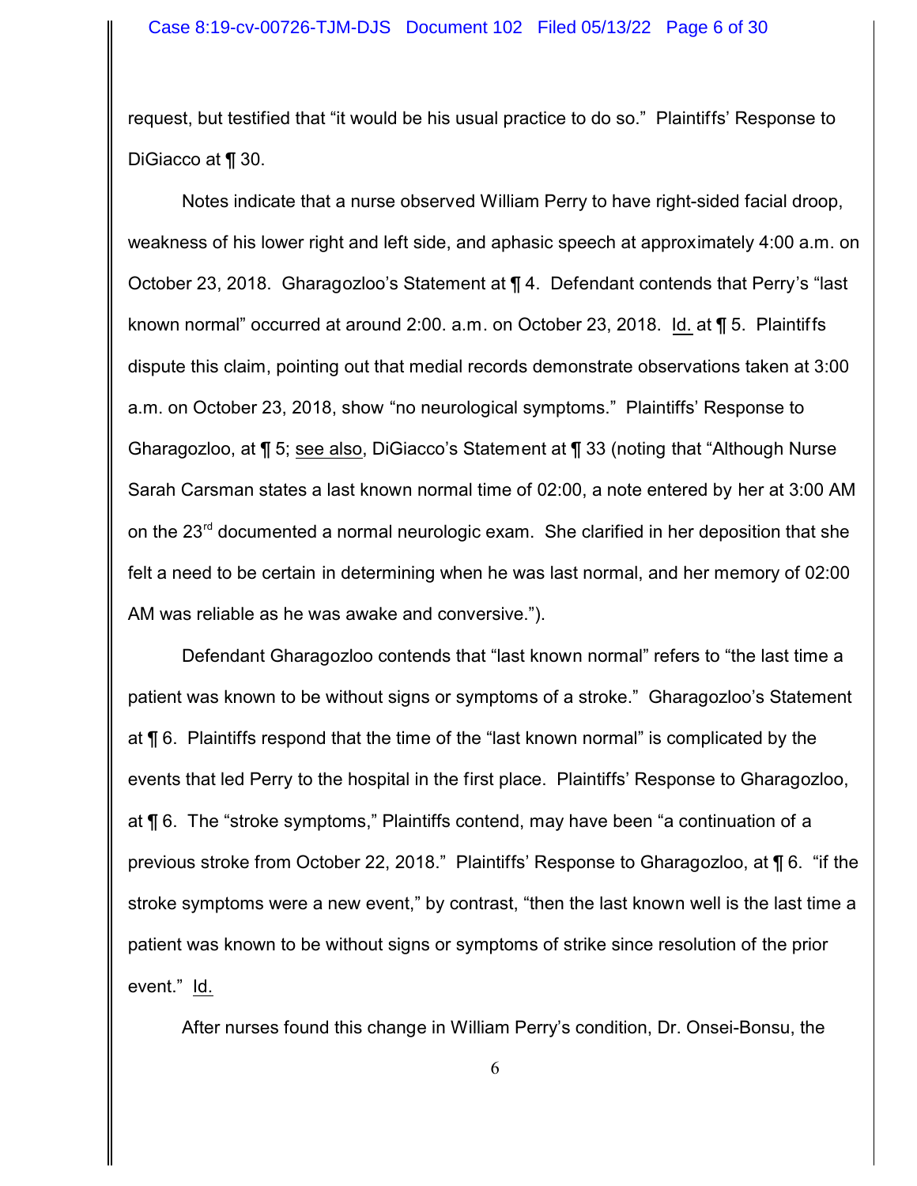request, but testified that "it would be his usual practice to do so." Plaintiffs' Response to DiGiacco at ¶ 30.

Notes indicate that a nurse observed William Perry to have right-sided facial droop, weakness of his lower right and left side, and aphasic speech at approximately 4:00 a.m. on October 23, 2018. Gharagozloo's Statement at ¶ 4. Defendant contends that Perry's "last known normal" occurred at around 2:00. a.m. on October 23, 2018. Id. at ¶ 5. Plaintiffs dispute this claim, pointing out that medial records demonstrate observations taken at 3:00 a.m. on October 23, 2018, show "no neurological symptoms." Plaintiffs' Response to Gharagozloo, at ¶ 5; see also, DiGiacco's Statement at ¶ 33 (noting that "Although Nurse Sarah Carsman states a last known normal time of 02:00, a note entered by her at 3:00 AM on the 23rd documented a normal neurologic exam. She clarified in her deposition that she felt a need to be certain in determining when he was last normal, and her memory of 02:00 AM was reliable as he was awake and conversive.").

Defendant Gharagozloo contends that "last known normal" refers to "the last time a patient was known to be without signs or symptoms of a stroke." Gharagozloo's Statement at ¶ 6. Plaintiffs respond that the time of the "last known normal" is complicated by the events that led Perry to the hospital in the first place. Plaintiffs' Response to Gharagozloo, at ¶ 6. The "stroke symptoms," Plaintiffs contend, may have been "a continuation of a previous stroke from October 22, 2018." Plaintiffs' Response to Gharagozloo, at ¶ 6. "if the stroke symptoms were a new event," by contrast, "then the last known well is the last time a patient was known to be without signs or symptoms of strike since resolution of the prior event." Id.

After nurses found this change in William Perry's condition, Dr. Onsei-Bonsu, the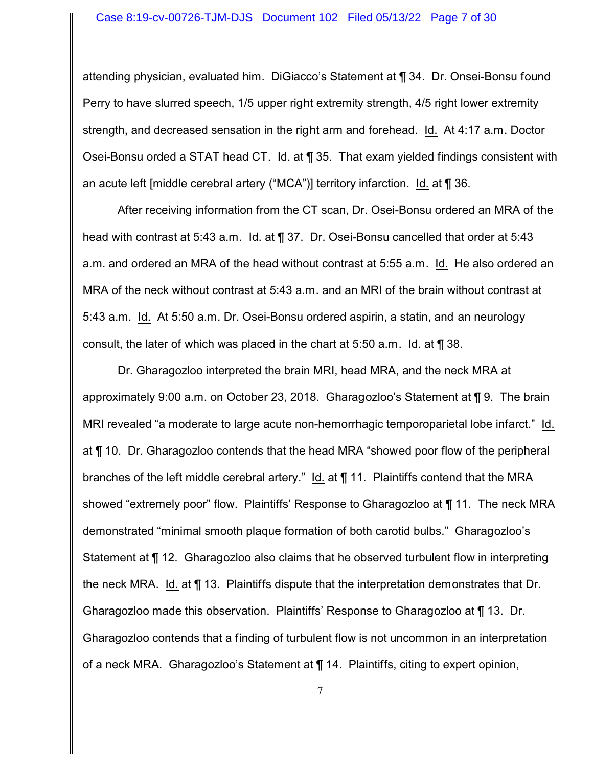attending physician, evaluated him. DiGiacco's Statement at ¶ 34. Dr. Onsei-Bonsu found Perry to have slurred speech, 1/5 upper right extremity strength, 4/5 right lower extremity strength, and decreased sensation in the right arm and forehead. Id. At 4:17 a.m. Doctor Osei-Bonsu orded a STAT head CT. Id. at ¶ 35. That exam yielded findings consistent with an acute left [middle cerebral artery ("MCA")] territory infarction. Id. at ¶ 36.

After receiving information from the CT scan, Dr. Osei-Bonsu ordered an MRA of the head with contrast at 5:43 a.m. Id. at ¶ 37. Dr. Osei-Bonsu cancelled that order at 5:43 a.m. and ordered an MRA of the head without contrast at 5:55 a.m. Id. He also ordered an MRA of the neck without contrast at 5:43 a.m. and an MRI of the brain without contrast at 5:43 a.m. Id. At 5:50 a.m. Dr. Osei-Bonsu ordered aspirin, a statin, and an neurology consult, the later of which was placed in the chart at 5:50 a.m. Id. at ¶ 38.

Dr. Gharagozloo interpreted the brain MRI, head MRA, and the neck MRA at approximately 9:00 a.m. on October 23, 2018. Gharagozloo's Statement at ¶ 9. The brain MRI revealed "a moderate to large acute non-hemorrhagic temporoparietal lobe infarct." Id. at ¶ 10. Dr. Gharagozloo contends that the head MRA "showed poor flow of the peripheral branches of the left middle cerebral artery." Id. at ¶ 11. Plaintiffs contend that the MRA showed "extremely poor" flow. Plaintiffs' Response to Gharagozloo at ¶ 11. The neck MRA demonstrated "minimal smooth plaque formation of both carotid bulbs." Gharagozloo's Statement at ¶ 12. Gharagozloo also claims that he observed turbulent flow in interpreting the neck MRA. Id. at ¶ 13. Plaintiffs dispute that the interpretation demonstrates that Dr. Gharagozloo made this observation. Plaintiffs' Response to Gharagozloo at ¶ 13. Dr. Gharagozloo contends that a finding of turbulent flow is not uncommon in an interpretation of a neck MRA. Gharagozloo's Statement at ¶ 14. Plaintiffs, citing to expert opinion,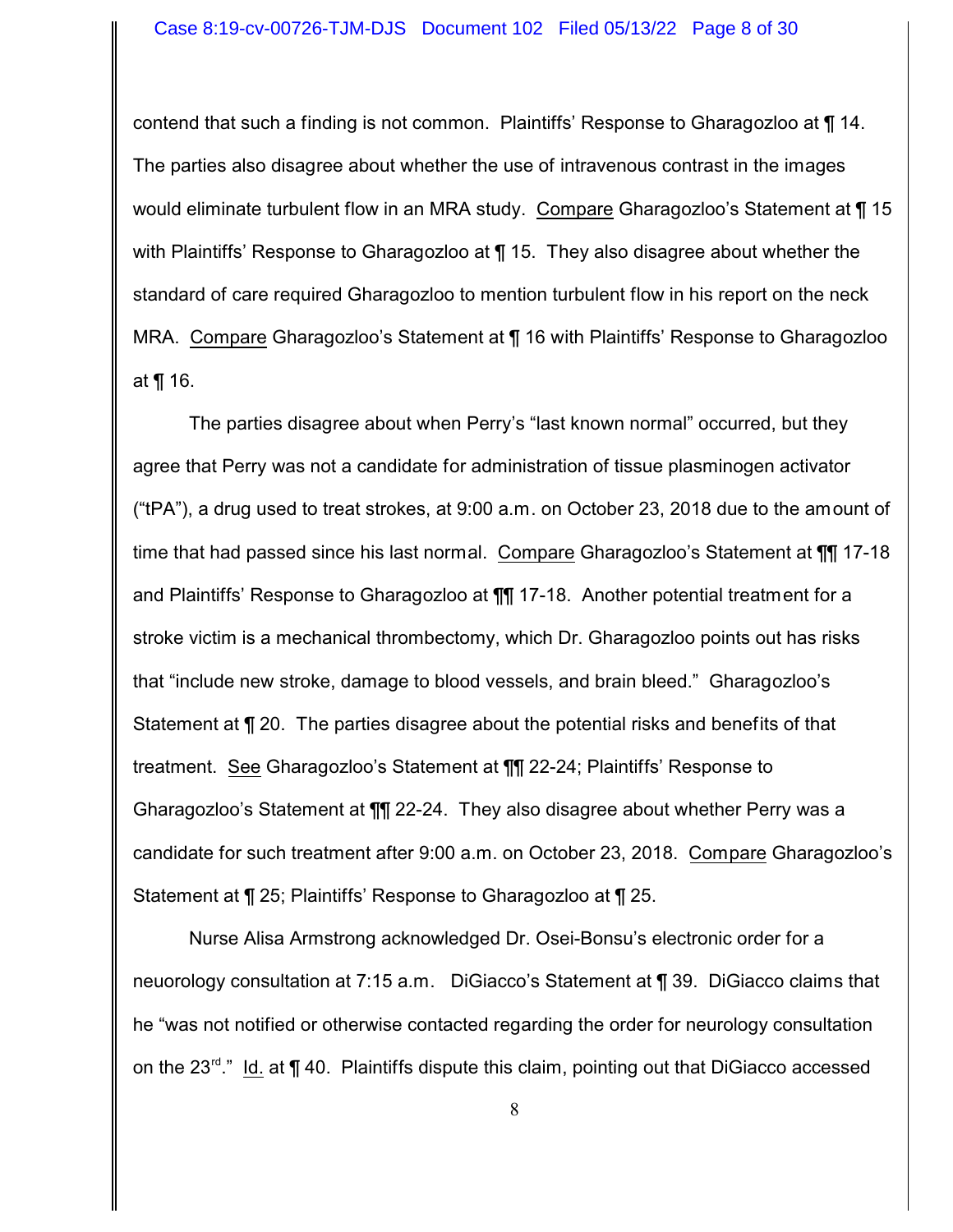contend that such a finding is not common. Plaintiffs' Response to Gharagozloo at ¶ 14. The parties also disagree about whether the use of intravenous contrast in the images would eliminate turbulent flow in an MRA study. Compare Gharagozloo's Statement at ¶ 15 with Plaintiffs' Response to Gharagozloo at ¶ 15. They also disagree about whether the standard of care required Gharagozloo to mention turbulent flow in his report on the neck MRA. Compare Gharagozloo's Statement at ¶ 16 with Plaintiffs' Response to Gharagozloo at ¶ 16.

The parties disagree about when Perry's "last known normal" occurred, but they agree that Perry was not a candidate for administration of tissue plasminogen activator ("tPA"), a drug used to treat strokes, at 9:00 a.m. on October 23, 2018 due to the amount of time that had passed since his last normal. Compare Gharagozloo's Statement at ¶¶ 17-18 and Plaintiffs' Response to Gharagozloo at ¶¶ 17-18. Another potential treatment for a stroke victim is a mechanical thrombectomy, which Dr. Gharagozloo points out has risks that "include new stroke, damage to blood vessels, and brain bleed." Gharagozloo's Statement at ¶ 20. The parties disagree about the potential risks and benefits of that treatment. See Gharagozloo's Statement at ¶¶ 22-24; Plaintiffs' Response to Gharagozloo's Statement at ¶¶ 22-24. They also disagree about whether Perry was a candidate for such treatment after 9:00 a.m. on October 23, 2018. Compare Gharagozloo's Statement at ¶ 25; Plaintiffs' Response to Gharagozloo at ¶ 25.

Nurse Alisa Armstrong acknowledged Dr. Osei-Bonsu's electronic order for a neuorology consultation at 7:15 a.m. DiGiacco's Statement at ¶ 39. DiGiacco claims that he "was not notified or otherwise contacted regarding the order for neurology consultation on the 23rd." Id. at ¶ 40. Plaintiffs dispute this claim, pointing out that DiGiacco accessed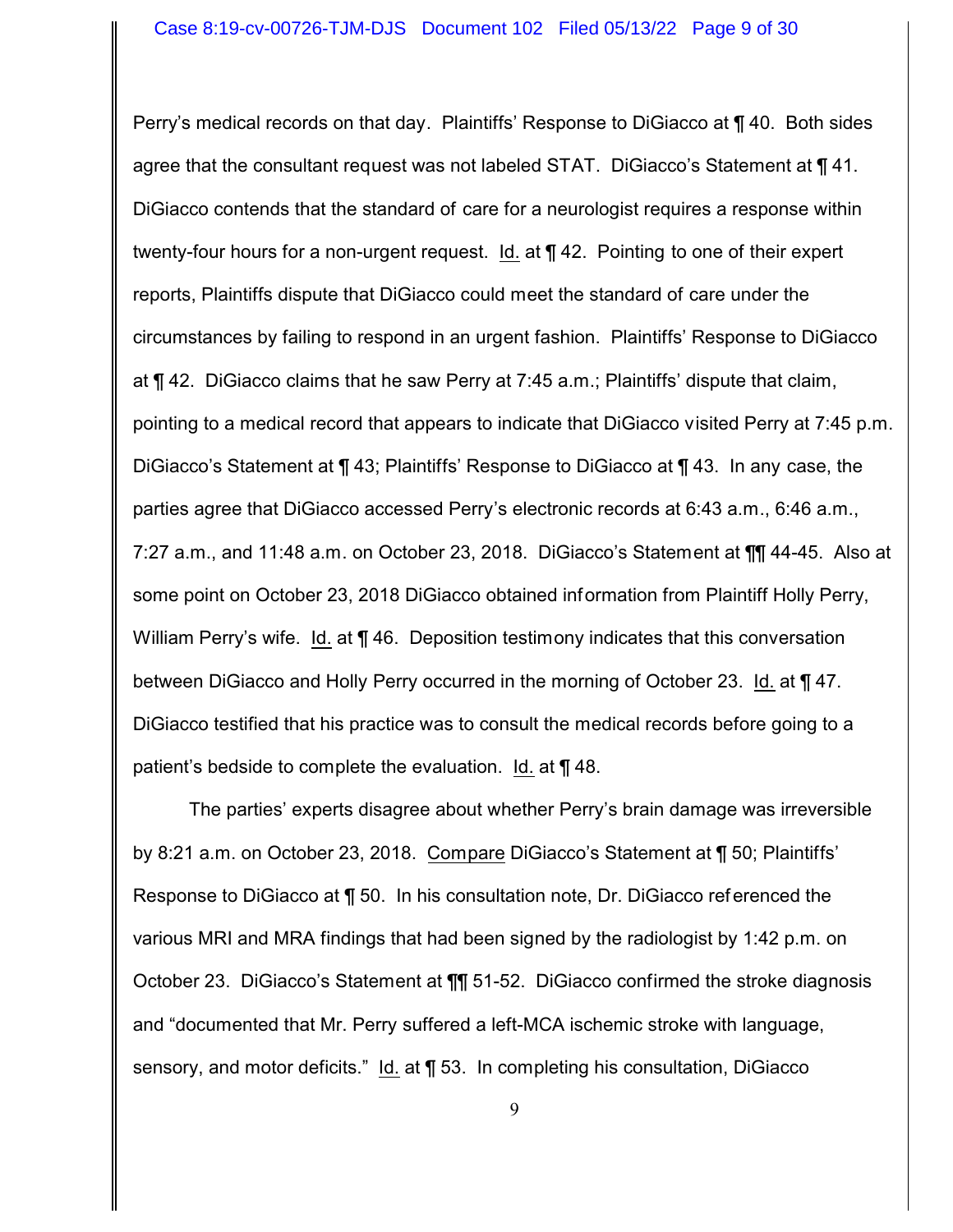Perry's medical records on that day. Plaintiffs' Response to DiGiacco at ¶ 40. Both sides agree that the consultant request was not labeled STAT. DiGiacco's Statement at ¶ 41. DiGiacco contends that the standard of care for a neurologist requires a response within twenty-four hours for a non-urgent request. Id. at ¶ 42. Pointing to one of their expert reports, Plaintiffs dispute that DiGiacco could meet the standard of care under the circumstances by failing to respond in an urgent fashion. Plaintiffs' Response to DiGiacco at ¶ 42. DiGiacco claims that he saw Perry at 7:45 a.m.; Plaintiffs' dispute that claim, pointing to a medical record that appears to indicate that DiGiacco visited Perry at 7:45 p.m. DiGiacco's Statement at ¶ 43; Plaintiffs' Response to DiGiacco at ¶ 43. In any case, the parties agree that DiGiacco accessed Perry's electronic records at 6:43 a.m., 6:46 a.m., 7:27 a.m., and 11:48 a.m. on October 23, 2018. DiGiacco's Statement at ¶¶ 44-45. Also at some point on October 23, 2018 DiGiacco obtained information from Plaintiff Holly Perry, William Perry's wife. Id. at ¶ 46. Deposition testimony indicates that this conversation between DiGiacco and Holly Perry occurred in the morning of October 23. Id. at ¶ 47. DiGiacco testified that his practice was to consult the medical records before going to a patient's bedside to complete the evaluation. Id. at ¶ 48.

The parties' experts disagree about whether Perry's brain damage was irreversible by 8:21 a.m. on October 23, 2018. Compare DiGiacco's Statement at ¶ 50; Plaintiffs' Response to DiGiacco at ¶ 50. In his consultation note, Dr. DiGiacco referenced the various MRI and MRA findings that had been signed by the radiologist by 1:42 p.m. on October 23. DiGiacco's Statement at ¶¶ 51-52. DiGiacco confirmed the stroke diagnosis and "documented that Mr. Perry suffered a left-MCA ischemic stroke with language, sensory, and motor deficits." Id. at ¶ 53. In completing his consultation, DiGiacco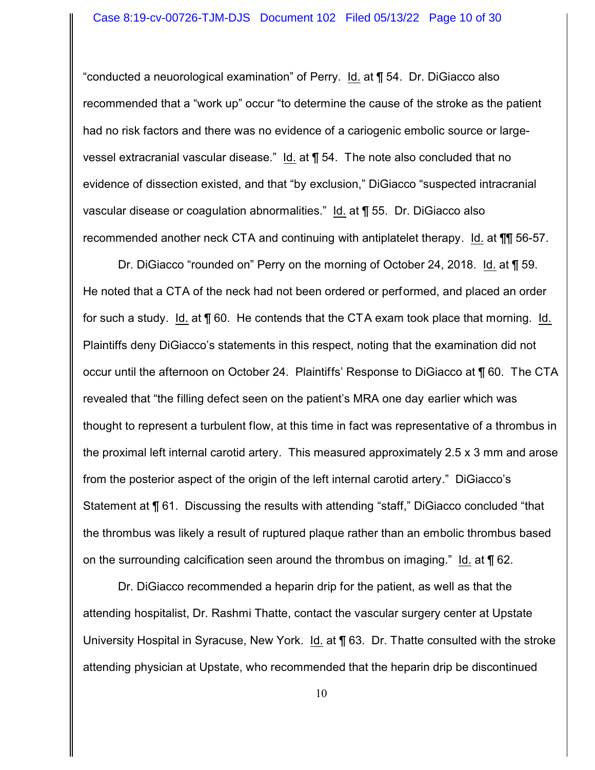"conducted a neuorological examination" of Perry. Id. at ¶ 54. Dr. DiGiacco also recommended that a "work up" occur "to determine the cause of the stroke as the patient had no risk factors and there was no evidence of a cariogenic embolic source or large-vessel extracranial vascular disease." Id. at ¶ 54. The note also concluded that no evidence of dissection existed, and that "by exclusion," DiGiacco "suspected intracranial vascular disease or coagulation abnormalities." Id. at ¶ 55. Dr. DiGiacco also recommended another neck CTA and continuing with antiplatelet therapy. Id. at ¶¶ 56-57.

Dr. DiGiacco "rounded on" Perry on the morning of October 24, 2018. Id. at ¶ 59. He noted that a CTA of the neck had not been ordered or performed, and placed an order for such a study. Id. at ¶ 60. He contends that the CTA exam took place that morning. Id. Plaintiffs deny DiGiacco's statements in this respect, noting that the examination did not occur until the afternoon on October 24. Plaintiffs' Response to DiGiacco at ¶ 60. The CTA revealed that "the filling defect seen on the patient's MRA one day earlier which was thought to represent a turbulent flow, at this time in fact was representative of a thrombus in the proximal left internal carotid artery. This measured approximately 2.5 x 3 mm and arose from the posterior aspect of the origin of the left internal carotid artery." DiGiacco's Statement at ¶ 61. Discussing the results with attending "staff," DiGiacco concluded "that the thrombus was likely a result of ruptured plaque rather than an embolic thrombus based on the surrounding calcification seen around the thrombus on imaging." Id. at ¶ 62.

Dr. DiGiacco recommended a heparin drip for the patient, as well as that the attending hospitalist, Dr. Rashmi Thatte, contact the vascular surgery center at Upstate University Hospital in Syracuse, New York. Id. at ¶ 63. Dr. Thatte consulted with the stroke attending physician at Upstate, who recommended that the heparin drip be discontinued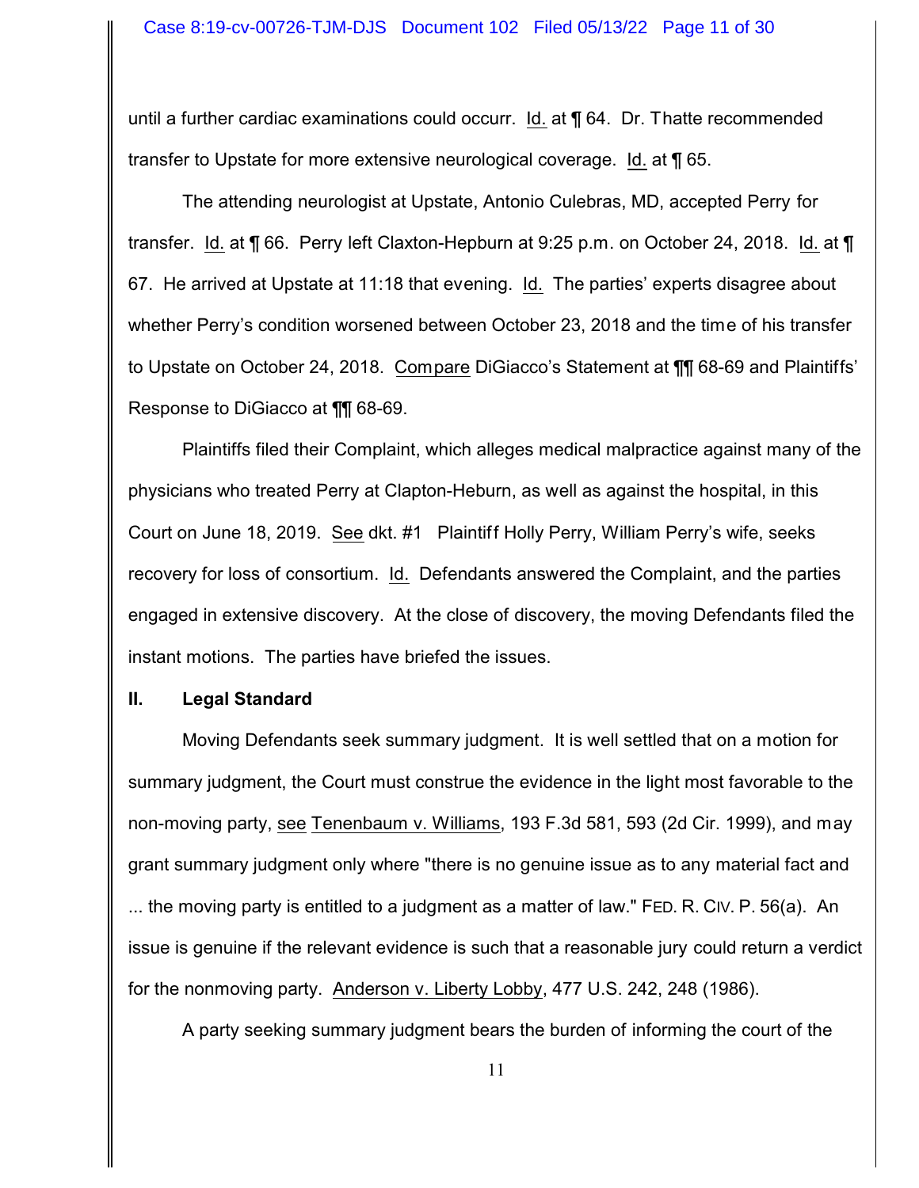until a further cardiac examinations could occurr. Id. at ¶ 64. Dr. Thatte recommended transfer to Upstate for more extensive neurological coverage. Id. at ¶ 65.

The attending neurologist at Upstate, Antonio Culebras, MD, accepted Perry for transfer. Id. at ¶ 66. Perry left Claxton-Hepburn at 9:25 p.m. on October 24, 2018. Id. at ¶ 67. He arrived at Upstate at 11:18 that evening. Id. The parties' experts disagree about whether Perry's condition worsened between October 23, 2018 and the time of his transfer to Upstate on October 24, 2018. Compare DiGiacco's Statement at ¶¶ 68-69 and Plaintiffs' Response to DiGiacco at ¶¶ 68-69.

Plaintiffs filed their Complaint, which alleges medical malpractice against many of the physicians who treated Perry at Clapton-Heburn, as well as against the hospital, in this Court on June 18, 2019. See dkt. #1 Plaintiff Holly Perry, William Perry's wife, seeks recovery for loss of consortium. Id. Defendants answered the Complaint, and the parties engaged in extensive discovery. At the close of discovery, the moving Defendants filed the instant motions. The parties have briefed the issues.

## II. Legal Standard

Moving Defendants seek summary judgment. It is well settled that on a motion for summary judgment, the Court must construe the evidence in the light most favorable to the non-moving party, see Tenenbaum v. Williams, 193 F.3d 581, 593 (2d Cir. 1999), and may grant summary judgment only where "there is no genuine issue as to any material fact and ... the moving party is entitled to a judgment as a matter of law." FED. R. CIV. P. 56(a). An issue is genuine if the relevant evidence is such that a reasonable jury could return a verdict for the nonmoving party. Anderson v. Liberty Lobby, 477 U.S. 242, 248 (1986).

A party seeking summary judgment bears the burden of informing the court of the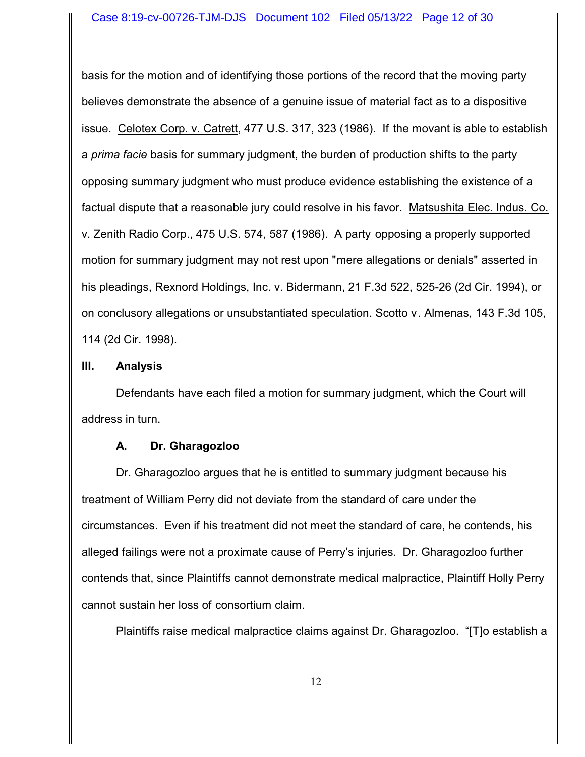basis for the motion and of identifying those portions of the record that the moving party believes demonstrate the absence of a genuine issue of material fact as to a dispositive issue. Celotex Corp. v. Catrett, 477 U.S. 317, 323 (1986). If the movant is able to establish a *prima facie* basis for summary judgment, the burden of production shifts to the party opposing summary judgment who must produce evidence establishing the existence of a factual dispute that a reasonable jury could resolve in his favor. Matsushita Elec. Indus. Co. v. Zenith Radio Corp., 475 U.S. 574, 587 (1986). A party opposing a properly supported motion for summary judgment may not rest upon "mere allegations or denials" asserted in his pleadings, Rexnord Holdings, Inc. v. Bidermann, 21 F.3d 522, 525-26 (2d Cir. 1994), or on conclusory allegations or unsubstantiated speculation. Scotto v. Almenas, 143 F.3d 105, 114 (2d Cir. 1998).

## III. Analysis

Defendants have each filed a motion for summary judgment, which the Court will address in turn.

### A. Dr. Gharagozloo

Dr. Gharagozloo argues that he is entitled to summary judgment because his treatment of William Perry did not deviate from the standard of care under the circumstances. Even if his treatment did not meet the standard of care, he contends, his alleged failings were not a proximate cause of Perry's injuries. Dr. Gharagozloo further contends that, since Plaintiffs cannot demonstrate medical malpractice, Plaintiff Holly Perry cannot sustain her loss of consortium claim.

Plaintiffs raise medical malpractice claims against Dr. Gharagozloo. "[T]o establish a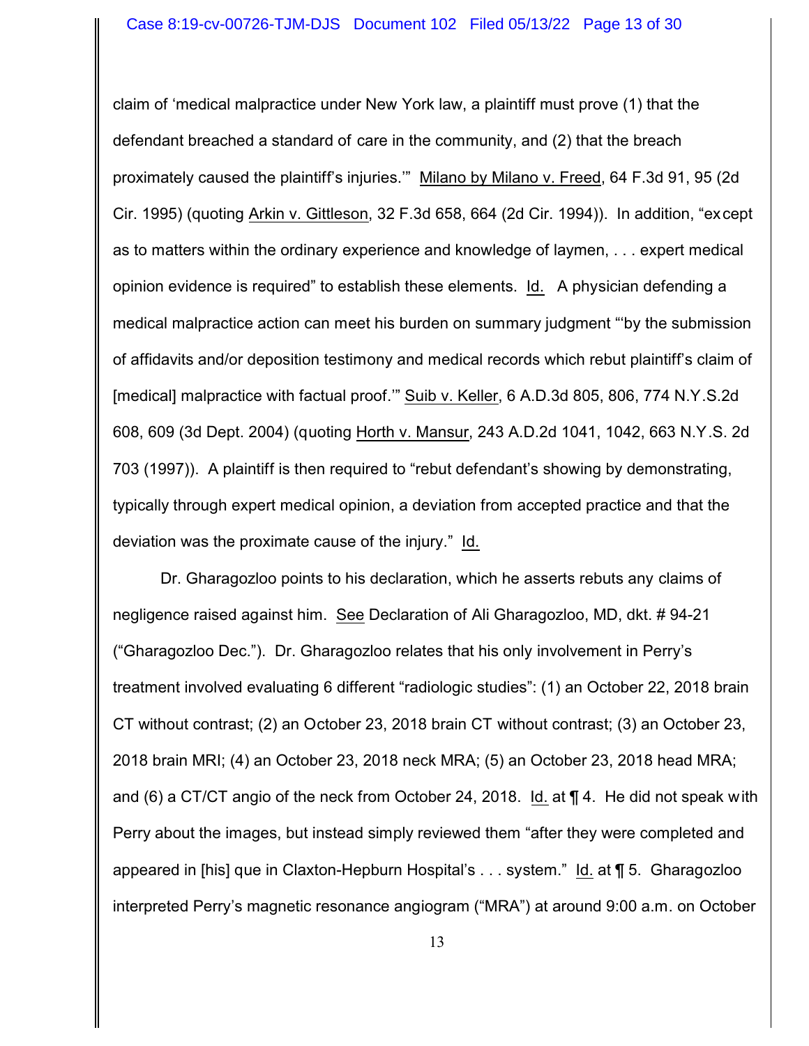claim of 'medical malpractice under New York law, a plaintiff must prove (1) that the defendant breached a standard of care in the community, and (2) that the breach proximately caused the plaintiff's injuries.'" Milano by Milano v. Freed, 64 F.3d 91, 95 (2d Cir. 1995) (quoting Arkin v. Gittleson, 32 F.3d 658, 664 (2d Cir. 1994)). In addition, "except as to matters within the ordinary experience and knowledge of laymen, . . . expert medical opinion evidence is required" to establish these elements. Id. A physician defending a medical malpractice action can meet his burden on summary judgment "'by the submission of affidavits and/or deposition testimony and medical records which rebut plaintiff's claim of [medical] malpractice with factual proof.'" Suib v. Keller, 6 A.D.3d 805, 806, 774 N.Y.S.2d 608, 609 (3d Dept. 2004) (quoting Horth v. Mansur, 243 A.D.2d 1041, 1042, 663 N.Y.S. 2d 703 (1997)). A plaintiff is then required to "rebut defendant's showing by demonstrating, typically through expert medical opinion, a deviation from accepted practice and that the deviation was the proximate cause of the injury." Id.

Dr. Gharagozloo points to his declaration, which he asserts rebuts any claims of negligence raised against him. See Declaration of Ali Gharagozloo, MD, dkt. # 94-21 ("Gharagozloo Dec."). Dr. Gharagozloo relates that his only involvement in Perry's treatment involved evaluating 6 different "radiologic studies": (1) an October 22, 2018 brain CT without contrast; (2) an October 23, 2018 brain CT without contrast; (3) an October 23, 2018 brain MRI; (4) an October 23, 2018 neck MRA; (5) an October 23, 2018 head MRA; and (6) a CT/CT angio of the neck from October 24, 2018. Id. at ¶ 4. He did not speak with Perry about the images, but instead simply reviewed them "after they were completed and appeared in [his] que in Claxton-Hepburn Hospital's . . . system." Id. at ¶ 5. Gharagozloo interpreted Perry's magnetic resonance angiogram ("MRA") at around 9:00 a.m. on October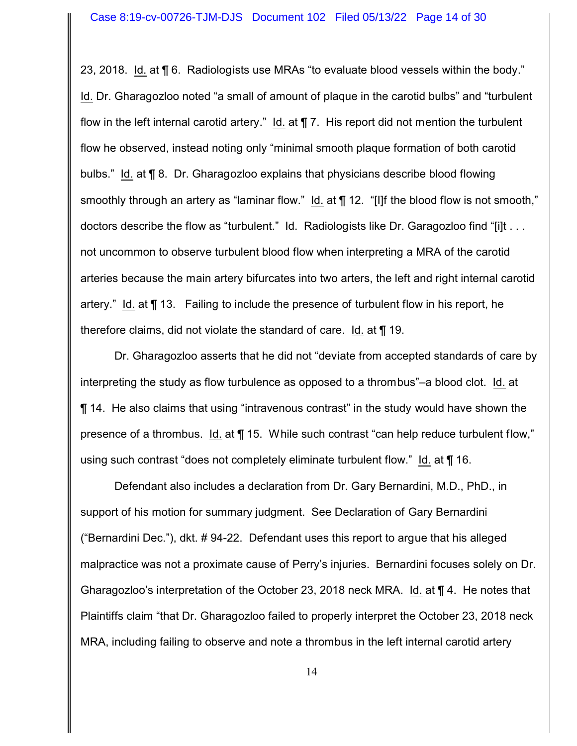23, 2018. Id. at ¶ 6. Radiologists use MRAs "to evaluate blood vessels within the body." Id. Dr. Gharagozloo noted "a small of amount of plaque in the carotid bulbs" and "turbulent flow in the left internal carotid artery." Id. at ¶ 7. His report did not mention the turbulent flow he observed, instead noting only "minimal smooth plaque formation of both carotid bulbs." Id. at ¶ 8. Dr. Gharagozloo explains that physicians describe blood flowing smoothly through an artery as "laminar flow." Id. at ¶ 12. "[I]f the blood flow is not smooth," doctors describe the flow as "turbulent." Id. Radiologists like Dr. Garagozloo find "[i]t . . . not uncommon to observe turbulent blood flow when interpreting a MRA of the carotid arteries because the main artery bifurcates into two arters, the left and right internal carotid artery." Id. at ¶ 13. Failing to include the presence of turbulent flow in his report, he therefore claims, did not violate the standard of care. Id. at ¶ 19.

Dr. Gharagozloo asserts that he did not "deviate from accepted standards of care by interpreting the study as flow turbulence as opposed to a thrombus"–a blood clot. Id. at ¶ 14. He also claims that using "intravenous contrast" in the study would have shown the presence of a thrombus. Id. at ¶ 15. While such contrast "can help reduce turbulent flow," using such contrast "does not completely eliminate turbulent flow." Id. at ¶ 16.

Defendant also includes a declaration from Dr. Gary Bernardini, M.D., PhD., in support of his motion for summary judgment. See Declaration of Gary Bernardini ("Bernardini Dec."), dkt. # 94-22. Defendant uses this report to argue that his alleged malpractice was not a proximate cause of Perry's injuries. Bernardini focuses solely on Dr. Gharagozloo's interpretation of the October 23, 2018 neck MRA. Id. at ¶ 4. He notes that Plaintiffs claim "that Dr. Gharagozloo failed to properly interpret the October 23, 2018 neck MRA, including failing to observe and note a thrombus in the left internal carotid artery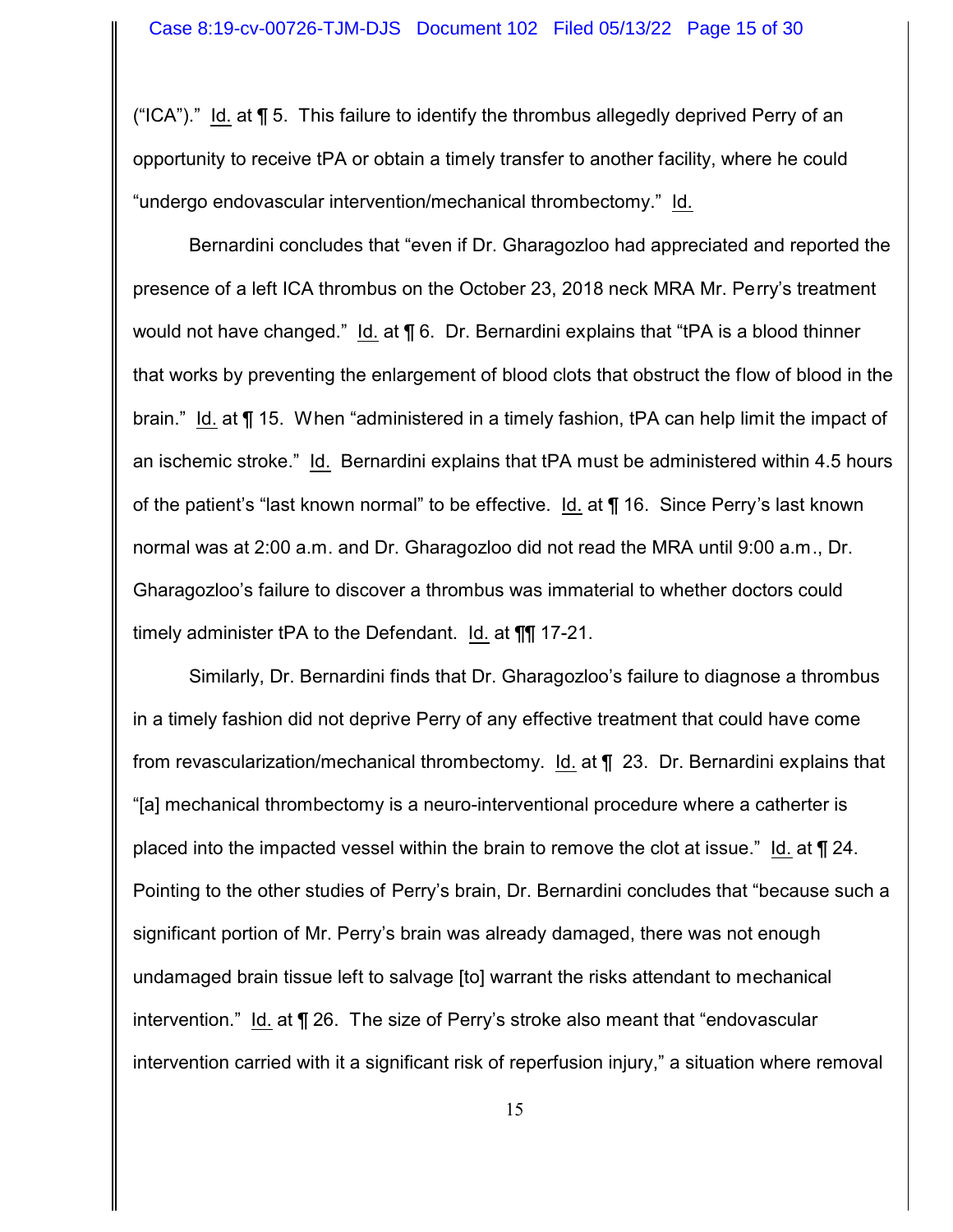("ICA")." Id. at ¶ 5. This failure to identify the thrombus allegedly deprived Perry of an opportunity to receive tPA or obtain a timely transfer to another facility, where he could "undergo endovascular intervention/mechanical thrombectomy." Id.

Bernardini concludes that "even if Dr. Gharagozloo had appreciated and reported the presence of a left ICA thrombus on the October 23, 2018 neck MRA Mr. Perry's treatment would not have changed." Id. at ¶ 6. Dr. Bernardini explains that "tPA is a blood thinner that works by preventing the enlargement of blood clots that obstruct the flow of blood in the brain." Id. at ¶ 15. When "administered in a timely fashion, tPA can help limit the impact of an ischemic stroke." Id. Bernardini explains that tPA must be administered within 4.5 hours of the patient's "last known normal" to be effective. Id. at ¶ 16. Since Perry's last known normal was at 2:00 a.m. and Dr. Gharagozloo did not read the MRA until 9:00 a.m., Dr. Gharagozloo's failure to discover a thrombus was immaterial to whether doctors could timely administer tPA to the Defendant. Id. at ¶¶ 17-21.

Similarly, Dr. Bernardini finds that Dr. Gharagozloo's failure to diagnose a thrombus in a timely fashion did not deprive Perry of any effective treatment that could have come from revascularization/mechanical thrombectomy. Id. at ¶ 23. Dr. Bernardini explains that "[a] mechanical thrombectomy is a neuro-interventional procedure where a catherter is placed into the impacted vessel within the brain to remove the clot at issue." Id. at ¶ 24. Pointing to the other studies of Perry's brain, Dr. Bernardini concludes that "because such a significant portion of Mr. Perry's brain was already damaged, there was not enough undamaged brain tissue left to salvage [to] warrant the risks attendant to mechanical intervention." Id. at ¶ 26. The size of Perry's stroke also meant that "endovascular intervention carried with it a significant risk of reperfusion injury," a situation where removal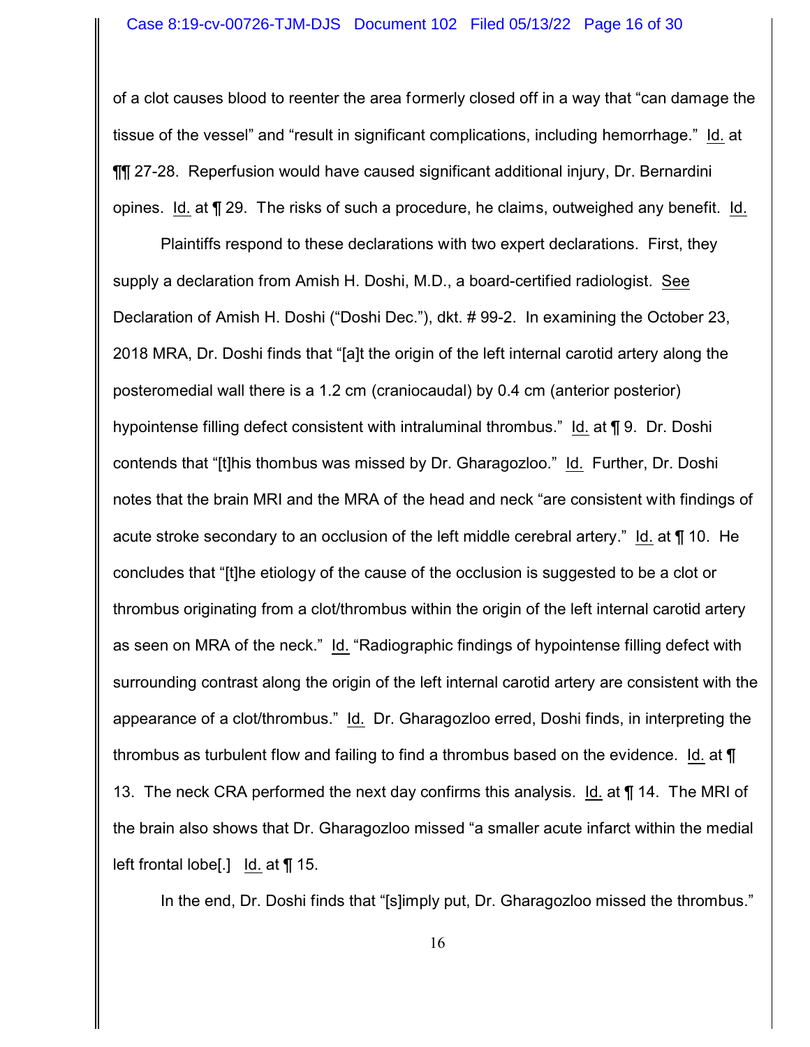of a clot causes blood to reenter the area formerly closed off in a way that "can damage the tissue of the vessel" and "result in significant complications, including hemorrhage." Id. at ¶¶ 27-28. Reperfusion would have caused significant additional injury, Dr. Bernardini opines. Id. at ¶ 29. The risks of such a procedure, he claims, outweighed any benefit. Id.

Plaintiffs respond to these declarations with two expert declarations. First, they supply a declaration from Amish H. Doshi, M.D., a board-certified radiologist. See Declaration of Amish H. Doshi ("Doshi Dec."), dkt. # 99-2. In examining the October 23, 2018 MRA, Dr. Doshi finds that "[a]t the origin of the left internal carotid artery along the posteromedial wall there is a 1.2 cm (craniocaudal) by 0.4 cm (anterior posterior) hypointense filling defect consistent with intraluminal thrombus." Id. at ¶ 9. Dr. Doshi contends that "[t]his thombus was missed by Dr. Gharagozloo." Id. Further, Dr. Doshi notes that the brain MRI and the MRA of the head and neck "are consistent with findings of acute stroke secondary to an occlusion of the left middle cerebral artery." Id. at ¶ 10. He concludes that "[t]he etiology of the cause of the occlusion is suggested to be a clot or thrombus originating from a clot/thrombus within the origin of the left internal carotid artery as seen on MRA of the neck." Id. "Radiographic findings of hypointense filling defect with surrounding contrast along the origin of the left internal carotid artery are consistent with the appearance of a clot/thrombus." Id. Dr. Gharagozloo erred, Doshi finds, in interpreting the thrombus as turbulent flow and failing to find a thrombus based on the evidence. Id. at ¶ 13. The neck CRA performed the next day confirms this analysis. Id. at ¶ 14. The MRI of the brain also shows that Dr. Gharagozloo missed "a smaller acute infarct within the medial left frontal lobe[.] Id. at ¶ 15.

In the end, Dr. Doshi finds that "[s]imply put, Dr. Gharagozloo missed the thrombus."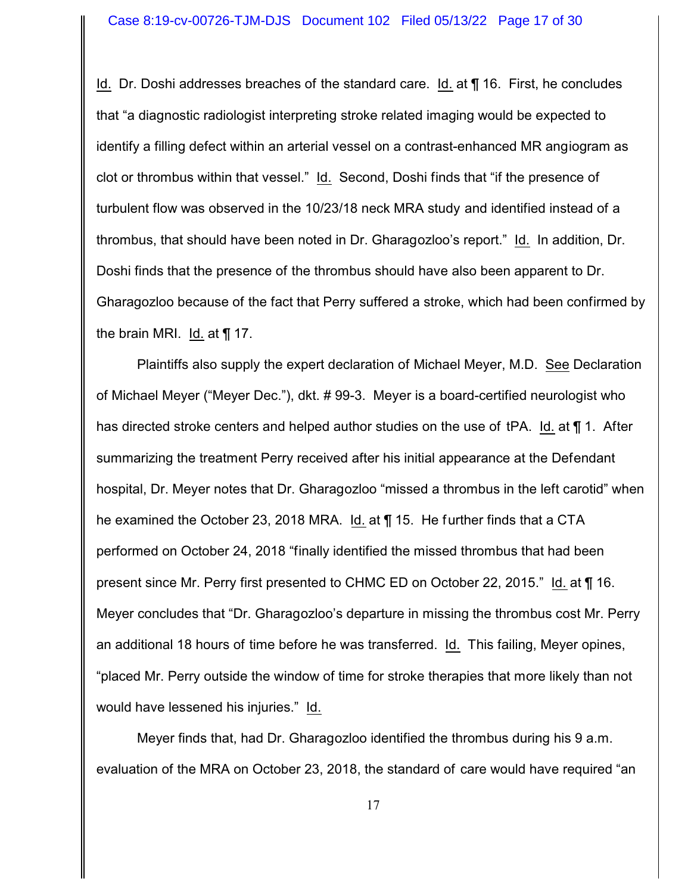Id. Dr. Doshi addresses breaches of the standard care. Id. at ¶ 16. First, he concludes that "a diagnostic radiologist interpreting stroke related imaging would be expected to identify a filling defect within an arterial vessel on a contrast-enhanced MR angiogram as clot or thrombus within that vessel." Id. Second, Doshi finds that "if the presence of turbulent flow was observed in the 10/23/18 neck MRA study and identified instead of a thrombus, that should have been noted in Dr. Gharagozloo's report." Id. In addition, Dr. Doshi finds that the presence of the thrombus should have also been apparent to Dr. Gharagozloo because of the fact that Perry suffered a stroke, which had been confirmed by the brain MRI. Id. at ¶ 17.

Plaintiffs also supply the expert declaration of Michael Meyer, M.D. See Declaration of Michael Meyer ("Meyer Dec."), dkt. # 99-3. Meyer is a board-certified neurologist who has directed stroke centers and helped author studies on the use of tPA. Id. at ¶ 1. After summarizing the treatment Perry received after his initial appearance at the Defendant hospital, Dr. Meyer notes that Dr. Gharagozloo "missed a thrombus in the left carotid" when he examined the October 23, 2018 MRA. Id. at ¶ 15. He further finds that a CTA performed on October 24, 2018 "finally identified the missed thrombus that had been present since Mr. Perry first presented to CHMC ED on October 22, 2015." Id. at ¶ 16. Meyer concludes that "Dr. Gharagozloo's departure in missing the thrombus cost Mr. Perry an additional 18 hours of time before he was transferred. Id. This failing, Meyer opines, "placed Mr. Perry outside the window of time for stroke therapies that more likely than not would have lessened his injuries." Id.

Meyer finds that, had Dr. Gharagozloo identified the thrombus during his 9 a.m. evaluation of the MRA on October 23, 2018, the standard of care would have required "an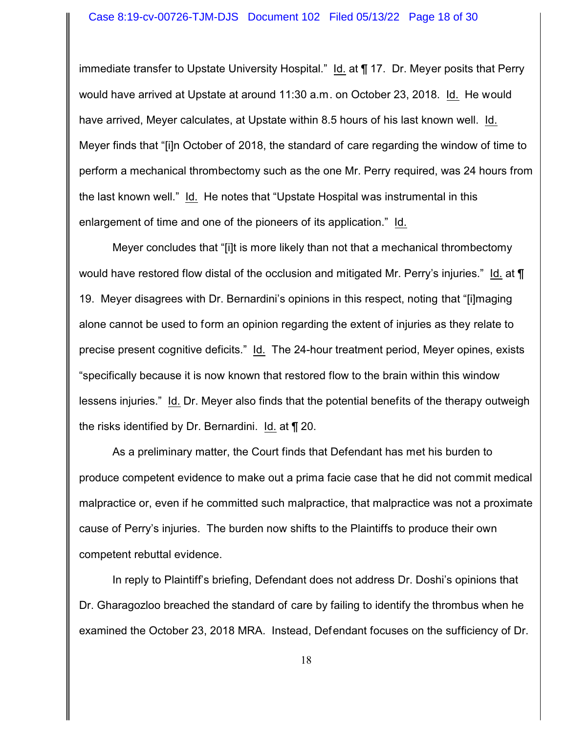immediate transfer to Upstate University Hospital." Id. at ¶ 17. Dr. Meyer posits that Perry would have arrived at Upstate at around 11:30 a.m. on October 23, 2018. Id. He would have arrived, Meyer calculates, at Upstate within 8.5 hours of his last known well. Id. Meyer finds that "[i]n October of 2018, the standard of care regarding the window of time to perform a mechanical thrombectomy such as the one Mr. Perry required, was 24 hours from the last known well." Id. He notes that "Upstate Hospital was instrumental in this enlargement of time and one of the pioneers of its application." Id.

Meyer concludes that "[i]t is more likely than not that a mechanical thrombectomy would have restored flow distal of the occlusion and mitigated Mr. Perry's injuries." Id. at ¶ 19. Meyer disagrees with Dr. Bernardini's opinions in this respect, noting that "[i]maging alone cannot be used to form an opinion regarding the extent of injuries as they relate to precise present cognitive deficits." Id. The 24-hour treatment period, Meyer opines, exists "specifically because it is now known that restored flow to the brain within this window lessens injuries." Id. Dr. Meyer also finds that the potential benefits of the therapy outweigh the risks identified by Dr. Bernardini. Id. at ¶ 20.

As a preliminary matter, the Court finds that Defendant has met his burden to produce competent evidence to make out a prima facie case that he did not commit medical malpractice or, even if he committed such malpractice, that malpractice was not a proximate cause of Perry's injuries. The burden now shifts to the Plaintiffs to produce their own competent rebuttal evidence.

In reply to Plaintiff's briefing, Defendant does not address Dr. Doshi's opinions that Dr. Gharagozloo breached the standard of care by failing to identify the thrombus when he examined the October 23, 2018 MRA. Instead, Defendant focuses on the sufficiency of Dr.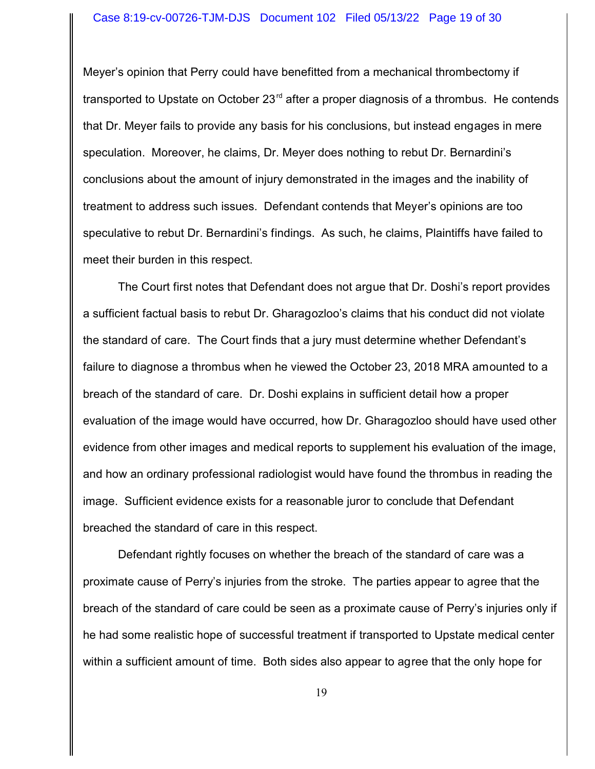Meyer's opinion that Perry could have benefitted from a mechanical thrombectomy if transported to Upstate on October 23rd after a proper diagnosis of a thrombus. He contends that Dr. Meyer fails to provide any basis for his conclusions, but instead engages in mere speculation. Moreover, he claims, Dr. Meyer does nothing to rebut Dr. Bernardini's conclusions about the amount of injury demonstrated in the images and the inability of treatment to address such issues. Defendant contends that Meyer's opinions are too speculative to rebut Dr. Bernardini's findings. As such, he claims, Plaintiffs have failed to meet their burden in this respect.

The Court first notes that Defendant does not argue that Dr. Doshi's report provides a sufficient factual basis to rebut Dr. Gharagozloo's claims that his conduct did not violate the standard of care. The Court finds that a jury must determine whether Defendant's failure to diagnose a thrombus when he viewed the October 23, 2018 MRA amounted to a breach of the standard of care. Dr. Doshi explains in sufficient detail how a proper evaluation of the image would have occurred, how Dr. Gharagozloo should have used other evidence from other images and medical reports to supplement his evaluation of the image, and how an ordinary professional radiologist would have found the thrombus in reading the image. Sufficient evidence exists for a reasonable juror to conclude that Defendant breached the standard of care in this respect.

Defendant rightly focuses on whether the breach of the standard of care was a proximate cause of Perry's injuries from the stroke. The parties appear to agree that the breach of the standard of care could be seen as a proximate cause of Perry's injuries only if he had some realistic hope of successful treatment if transported to Upstate medical center within a sufficient amount of time. Both sides also appear to agree that the only hope for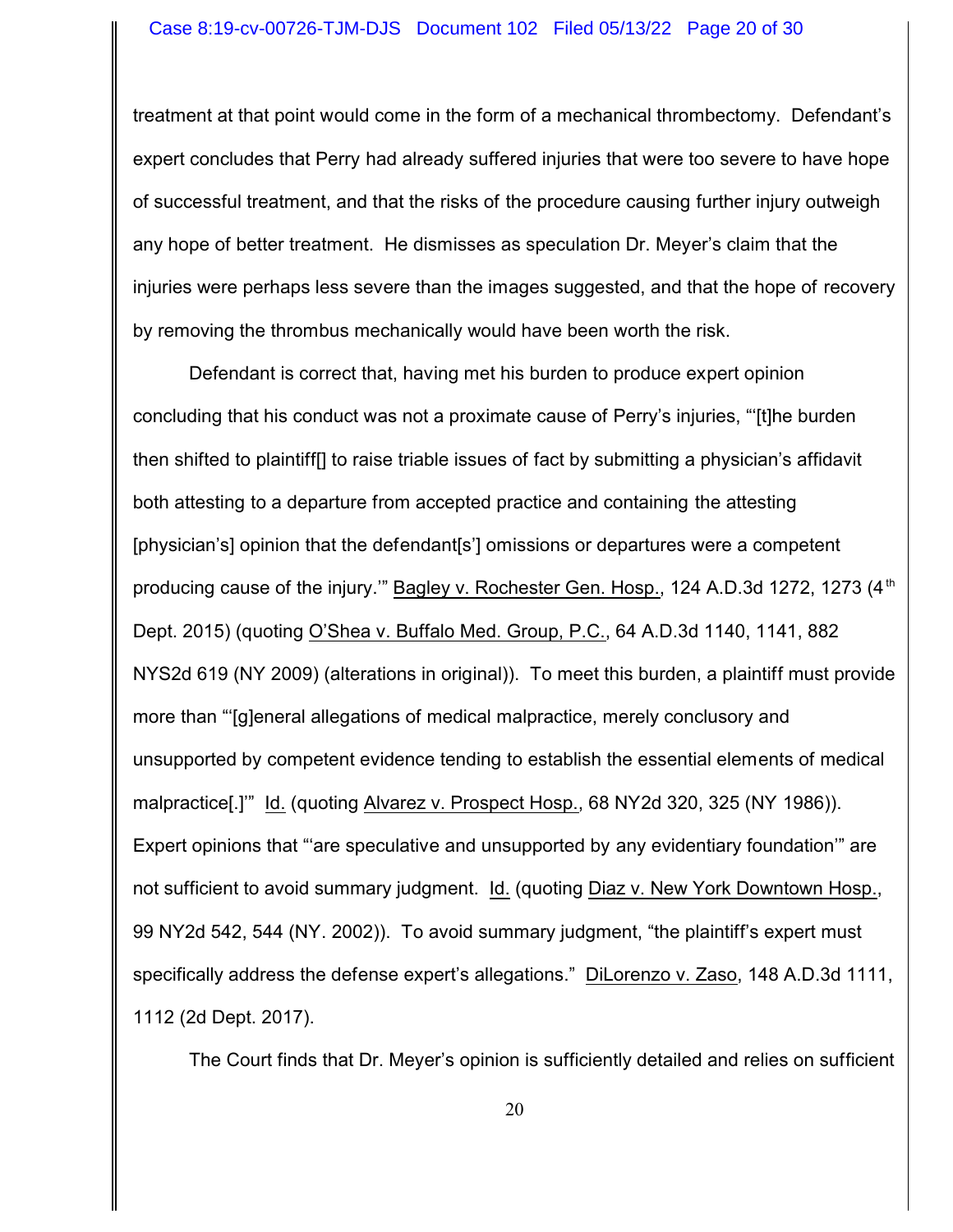treatment at that point would come in the form of a mechanical thrombectomy. Defendant's expert concludes that Perry had already suffered injuries that were too severe to have hope of successful treatment, and that the risks of the procedure causing further injury outweigh any hope of better treatment. He dismisses as speculation Dr. Meyer's claim that the injuries were perhaps less severe than the images suggested, and that the hope of recovery by removing the thrombus mechanically would have been worth the risk.

Defendant is correct that, having met his burden to produce expert opinion concluding that his conduct was not a proximate cause of Perry's injuries, "'[t]he burden then shifted to plaintiff[] to raise triable issues of fact by submitting a physician's affidavit both attesting to a departure from accepted practice and containing the attesting [physician's] opinion that the defendant[s'] omissions or departures were a competent producing cause of the injury.'" Bagley v. Rochester Gen. Hosp., 124 A.D.3d 1272, 1273 (4th Dept. 2015) (quoting O'Shea v. Buffalo Med. Group, P.C., 64 A.D.3d 1140, 1141, 882 NYS2d 619 (NY 2009) (alterations in original)). To meet this burden, a plaintiff must provide more than "'[g]eneral allegations of medical malpractice, merely conclusory and unsupported by competent evidence tending to establish the essential elements of medical malpractice[.]'" Id. (quoting Alvarez v. Prospect Hosp., 68 NY2d 320, 325 (NY 1986)). Expert opinions that "'are speculative and unsupported by any evidentiary foundation'" are not sufficient to avoid summary judgment. Id. (quoting Diaz v. New York Downtown Hosp., 99 NY2d 542, 544 (NY. 2002)). To avoid summary judgment, "the plaintiff's expert must specifically address the defense expert's allegations." DiLorenzo v. Zaso, 148 A.D.3d 1111, 1112 (2d Dept. 2017).

The Court finds that Dr. Meyer's opinion is sufficiently detailed and relies on sufficient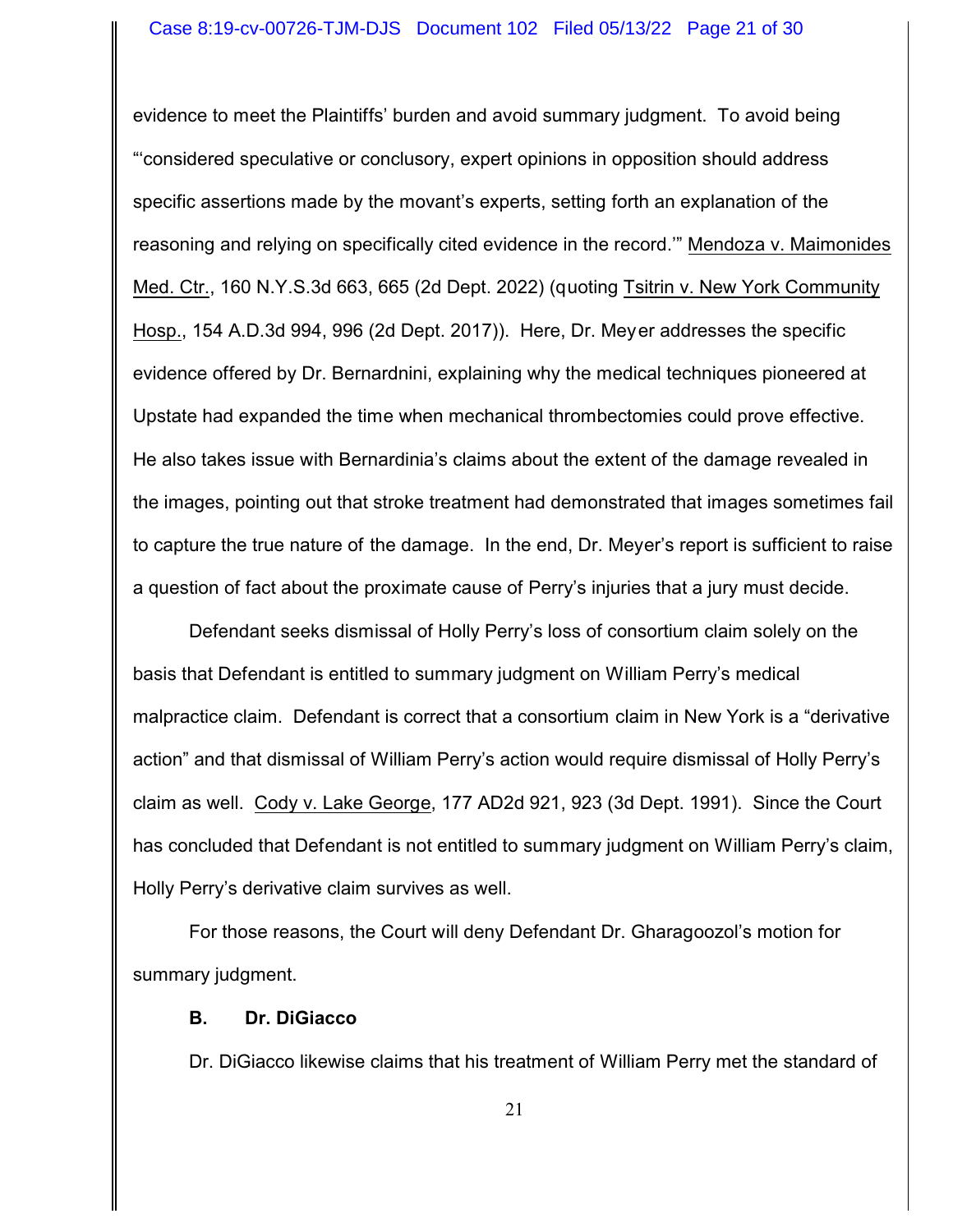evidence to meet the Plaintiffs' burden and avoid summary judgment. To avoid being "'considered speculative or conclusory, expert opinions in opposition should address specific assertions made by the movant's experts, setting forth an explanation of the reasoning and relying on specifically cited evidence in the record.'" Mendoza v. Maimonides Med. Ctr., 160 N.Y.S.3d 663, 665 (2d Dept. 2022) (quoting Tsitrin v. New York Community Hosp., 154 A.D.3d 994, 996 (2d Dept. 2017)). Here, Dr. Meyer addresses the specific evidence offered by Dr. Bernardnini, explaining why the medical techniques pioneered at Upstate had expanded the time when mechanical thrombectomies could prove effective. He also takes issue with Bernardinia's claims about the extent of the damage revealed in the images, pointing out that stroke treatment had demonstrated that images sometimes fail to capture the true nature of the damage. In the end, Dr. Meyer's report is sufficient to raise a question of fact about the proximate cause of Perry's injuries that a jury must decide.

Defendant seeks dismissal of Holly Perry's loss of consortium claim solely on the basis that Defendant is entitled to summary judgment on William Perry's medical malpractice claim. Defendant is correct that a consortium claim in New York is a "derivative action" and that dismissal of William Perry's action would require dismissal of Holly Perry's claim as well. Cody v. Lake George, 177 AD2d 921, 923 (3d Dept. 1991). Since the Court has concluded that Defendant is not entitled to summary judgment on William Perry's claim, Holly Perry's derivative claim survives as well.

For those reasons, the Court will deny Defendant Dr. Gharagoozol's motion for summary judgment.

**B. Dr. DiGiacco**

Dr. DiGiacco likewise claims that his treatment of William Perry met the standard of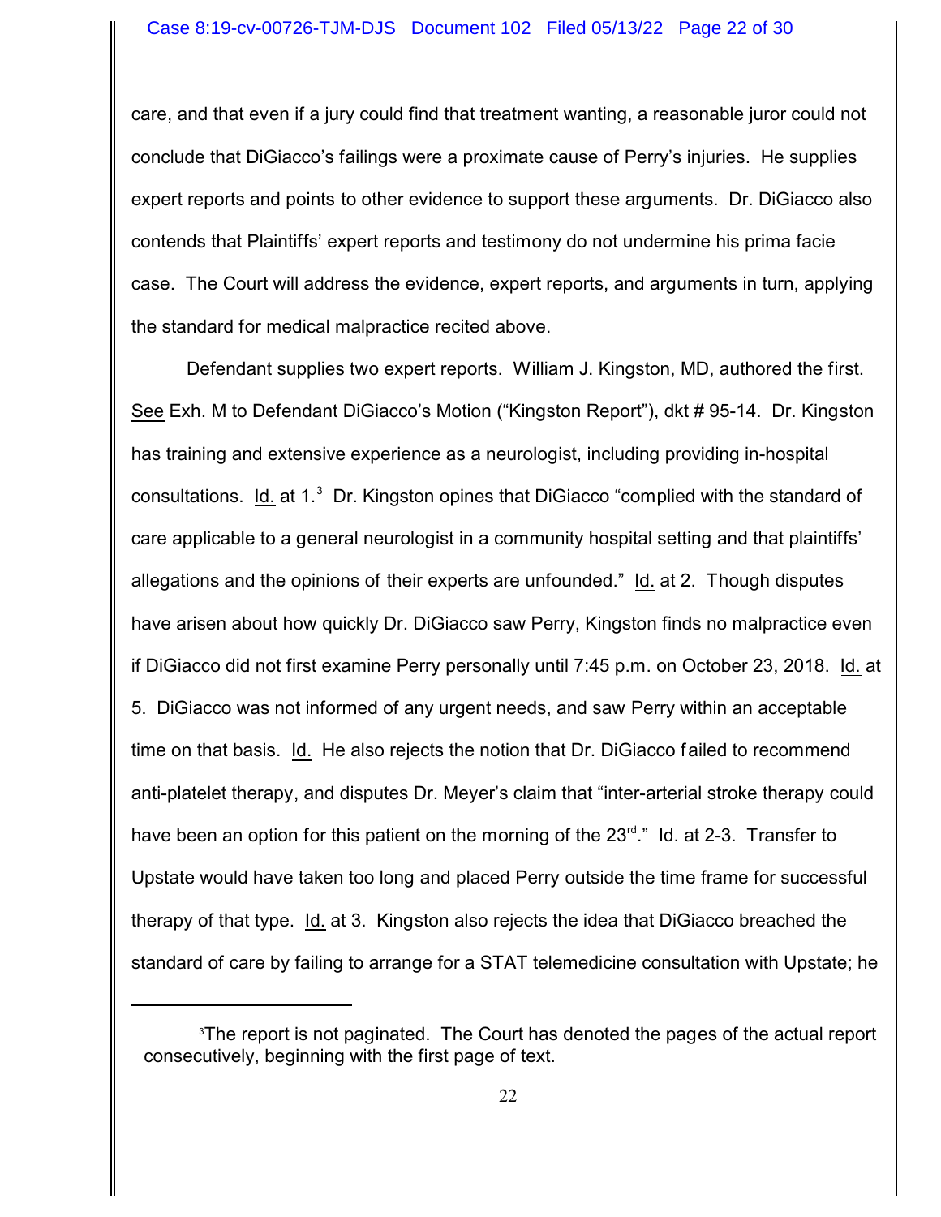care, and that even if a jury could find that treatment wanting, a reasonable juror could not conclude that DiGiacco's failings were a proximate cause of Perry's injuries. He supplies expert reports and points to other evidence to support these arguments. Dr. DiGiacco also contends that Plaintiffs' expert reports and testimony do not undermine his prima facie case. The Court will address the evidence, expert reports, and arguments in turn, applying the standard for medical malpractice recited above.

Defendant supplies two expert reports. William J. Kingston, MD, authored the first. See Exh. M to Defendant DiGiacco's Motion ("Kingston Report"), dkt # 95-14. Dr. Kingston has training and extensive experience as a neurologist, including providing in-hospital consultations. Id. at 1.[3] Dr. Kingston opines that DiGiacco "complied with the standard of care applicable to a general neurologist in a community hospital setting and that plaintiffs' allegations and the opinions of their experts are unfounded." Id. at 2. Though disputes have arisen about how quickly Dr. DiGiacco saw Perry, Kingston finds no malpractice even if DiGiacco did not first examine Perry personally until 7:45 p.m. on October 23, 2018. Id. at 5. DiGiacco was not informed of any urgent needs, and saw Perry within an acceptable time on that basis. Id. He also rejects the notion that Dr. DiGiacco failed to recommend anti-platelet therapy, and disputes Dr. Meyer's claim that "inter-arterial stroke therapy could have been an option for this patient on the morning of the 23rd." Id. at 2-3. Transfer to Upstate would have taken too long and placed Perry outside the time frame for successful therapy of that type. Id. at 3. Kingston also rejects the idea that DiGiacco breached the standard of care by failing to arrange for a STAT telemedicine consultation with Upstate; he

[3] The report is not paginated. The Court has denoted the pages of the actual report consecutively, beginning with the first page of text.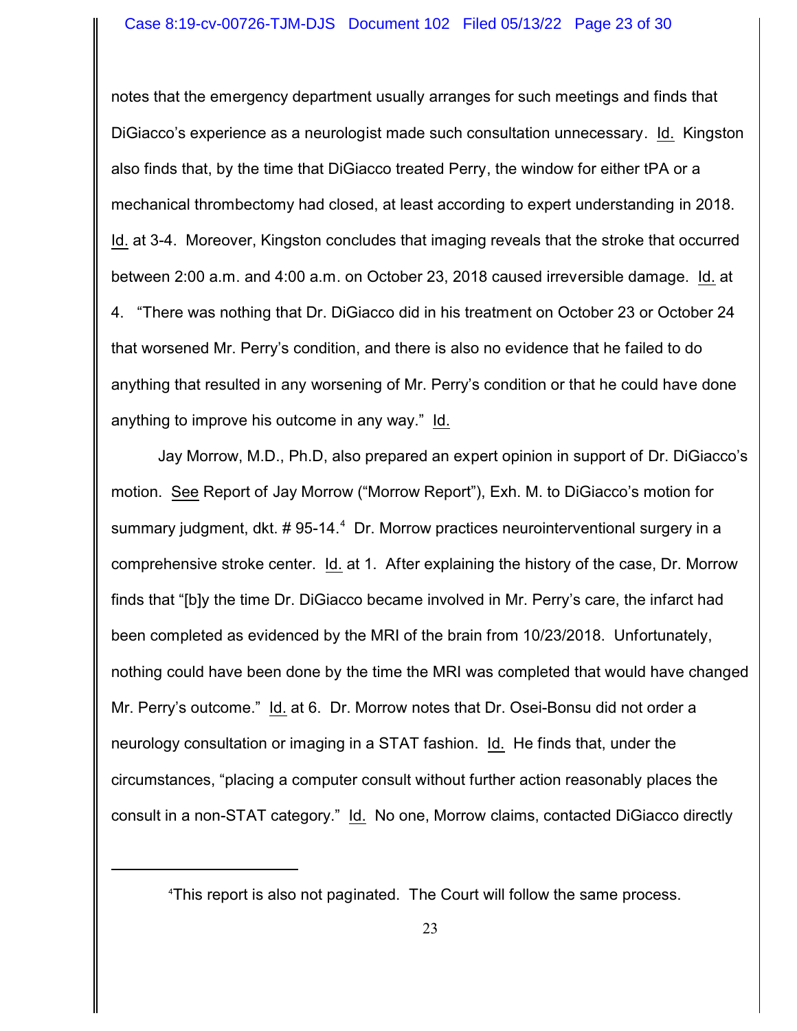notes that the emergency department usually arranges for such meetings and finds that DiGiacco's experience as a neurologist made such consultation unnecessary. Id. Kingston also finds that, by the time that DiGiacco treated Perry, the window for either tPA or a mechanical thrombectomy had closed, at least according to expert understanding in 2018. Id. at 3-4. Moreover, Kingston concludes that imaging reveals that the stroke that occurred between 2:00 a.m. and 4:00 a.m. on October 23, 2018 caused irreversible damage. Id. at 4. "There was nothing that Dr. DiGiacco did in his treatment on October 23 or October 24 that worsened Mr. Perry's condition, and there is also no evidence that he failed to do anything that resulted in any worsening of Mr. Perry's condition or that he could have done anything to improve his outcome in any way." Id.

Jay Morrow, M.D., Ph.D, also prepared an expert opinion in support of Dr. DiGiacco's motion. See Report of Jay Morrow ("Morrow Report"), Exh. M. to DiGiacco's motion for summary judgment, dkt. # 95-14.[4] Dr. Morrow practices neurointerventional surgery in a comprehensive stroke center. Id. at 1. After explaining the history of the case, Dr. Morrow finds that "[b]y the time Dr. DiGiacco became involved in Mr. Perry's care, the infarct had been completed as evidenced by the MRI of the brain from 10/23/2018. Unfortunately, nothing could have been done by the time the MRI was completed that would have changed Mr. Perry's outcome." Id. at 6. Dr. Morrow notes that Dr. Osei-Bonsu did not order a neurology consultation or imaging in a STAT fashion. Id. He finds that, under the circumstances, "placing a computer consult without further action reasonably places the consult in a non-STAT category." Id. No one, Morrow claims, contacted DiGiacco directly

[4]This report is also not paginated. The Court will follow the same process.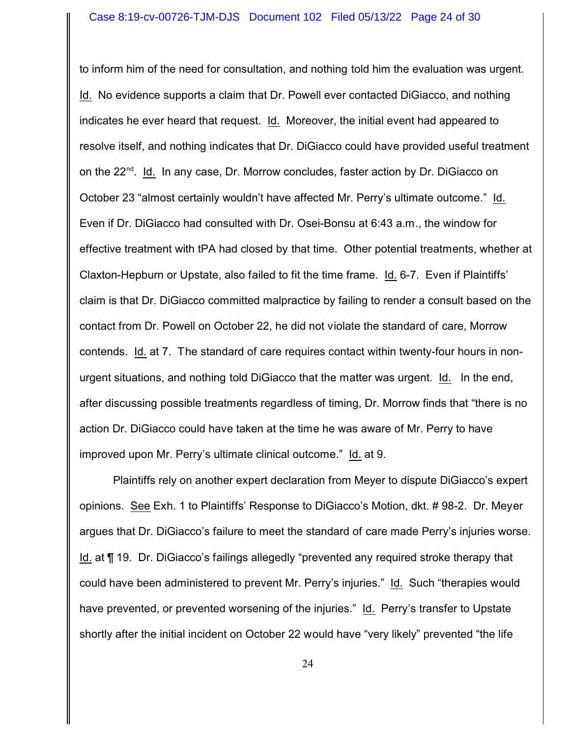to inform him of the need for consultation, and nothing told him the evaluation was urgent. Id. No evidence supports a claim that Dr. Powell ever contacted DiGiacco, and nothing indicates he ever heard that request. Id. Moreover, the initial event had appeared to resolve itself, and nothing indicates that Dr. DiGiacco could have provided useful treatment on the 22nd. Id. In any case, Dr. Morrow concludes, faster action by Dr. DiGiacco on October 23 "almost certainly wouldn't have affected Mr. Perry's ultimate outcome." Id. Even if Dr. DiGiacco had consulted with Dr. Osei-Bonsu at 6:43 a.m., the window for effective treatment with tPA had closed by that time. Other potential treatments, whether at Claxton-Hepburn or Upstate, also failed to fit the time frame. Id. 6-7. Even if Plaintiffs' claim is that Dr. DiGiacco committed malpractice by failing to render a consult based on the contact from Dr. Powell on October 22, he did not violate the standard of care, Morrow contends. Id. at 7. The standard of care requires contact within twenty-four hours in non-urgent situations, and nothing told DiGiacco that the matter was urgent. Id. In the end, after discussing possible treatments regardless of timing, Dr. Morrow finds that "there is no action Dr. DiGiacco could have taken at the time he was aware of Mr. Perry to have improved upon Mr. Perry's ultimate clinical outcome." Id. at 9.

Plaintiffs rely on another expert declaration from Meyer to dispute DiGiacco's expert opinions. See Exh. 1 to Plaintiffs' Response to DiGiacco's Motion, dkt. # 98-2. Dr. Meyer argues that Dr. DiGiacco's failure to meet the standard of care made Perry's injuries worse. Id. at ¶ 19. Dr. DiGiacco's failings allegedly "prevented any required stroke therapy that could have been administered to prevent Mr. Perry's injuries." Id. Such "therapies would have prevented, or prevented worsening of the injuries." Id. Perry's transfer to Upstate shortly after the initial incident on October 22 would have "very likely" prevented "the life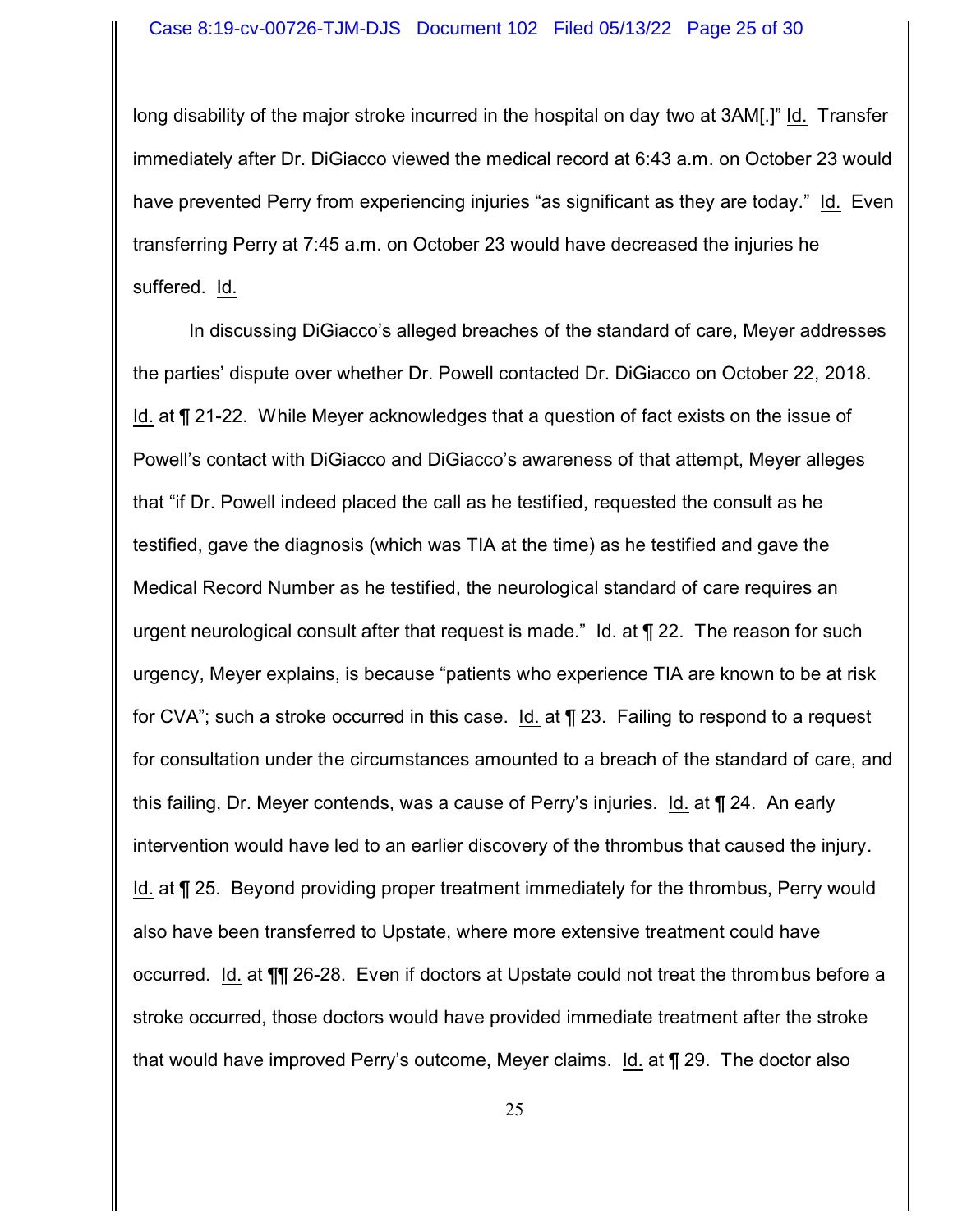long disability of the major stroke incurred in the hospital on day two at 3AM[.]" Id. Transfer immediately after Dr. DiGiacco viewed the medical record at 6:43 a.m. on October 23 would have prevented Perry from experiencing injuries "as significant as they are today." Id. Even transferring Perry at 7:45 a.m. on October 23 would have decreased the injuries he suffered. Id.

In discussing DiGiacco's alleged breaches of the standard of care, Meyer addresses the parties' dispute over whether Dr. Powell contacted Dr. DiGiacco on October 22, 2018. Id. at ¶ 21-22. While Meyer acknowledges that a question of fact exists on the issue of Powell's contact with DiGiacco and DiGiacco's awareness of that attempt, Meyer alleges that "if Dr. Powell indeed placed the call as he testified, requested the consult as he testified, gave the diagnosis (which was TIA at the time) as he testified and gave the Medical Record Number as he testified, the neurological standard of care requires an urgent neurological consult after that request is made." Id. at ¶ 22. The reason for such urgency, Meyer explains, is because "patients who experience TIA are known to be at risk for CVA"; such a stroke occurred in this case. Id. at ¶ 23. Failing to respond to a request for consultation under the circumstances amounted to a breach of the standard of care, and this failing, Dr. Meyer contends, was a cause of Perry's injuries. Id. at ¶ 24. An early intervention would have led to an earlier discovery of the thrombus that caused the injury. Id. at ¶ 25. Beyond providing proper treatment immediately for the thrombus, Perry would also have been transferred to Upstate, where more extensive treatment could have occurred. Id. at ¶¶ 26-28. Even if doctors at Upstate could not treat the thrombus before a stroke occurred, those doctors would have provided immediate treatment after the stroke that would have improved Perry's outcome, Meyer claims. Id. at ¶ 29. The doctor also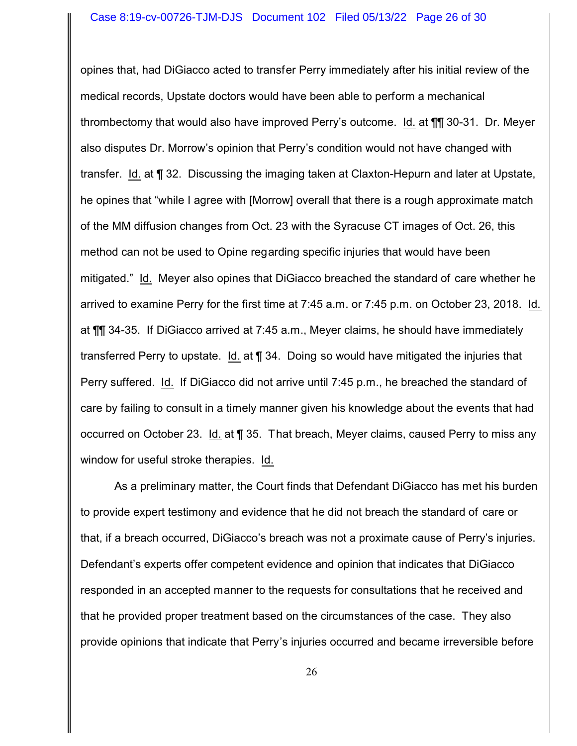opines that, had DiGiacco acted to transfer Perry immediately after his initial review of the medical records, Upstate doctors would have been able to perform a mechanical thrombectomy that would also have improved Perry's outcome. Id. at ¶¶ 30-31. Dr. Meyer also disputes Dr. Morrow's opinion that Perry's condition would not have changed with transfer. Id. at ¶ 32. Discussing the imaging taken at Claxton-Hepurn and later at Upstate, he opines that "while I agree with [Morrow] overall that there is a rough approximate match of the MM diffusion changes from Oct. 23 with the Syracuse CT images of Oct. 26, this method can not be used to Opine regarding specific injuries that would have been mitigated." Id. Meyer also opines that DiGiacco breached the standard of care whether he arrived to examine Perry for the first time at 7:45 a.m. or 7:45 p.m. on October 23, 2018. Id. at ¶¶ 34-35. If DiGiacco arrived at 7:45 a.m., Meyer claims, he should have immediately transferred Perry to upstate. Id. at ¶ 34. Doing so would have mitigated the injuries that Perry suffered. Id. If DiGiacco did not arrive until 7:45 p.m., he breached the standard of care by failing to consult in a timely manner given his knowledge about the events that had occurred on October 23. Id. at ¶ 35. That breach, Meyer claims, caused Perry to miss any window for useful stroke therapies. Id.

As a preliminary matter, the Court finds that Defendant DiGiacco has met his burden to provide expert testimony and evidence that he did not breach the standard of care or that, if a breach occurred, DiGiacco's breach was not a proximate cause of Perry's injuries. Defendant's experts offer competent evidence and opinion that indicates that DiGiacco responded in an accepted manner to the requests for consultations that he received and that he provided proper treatment based on the circumstances of the case. They also provide opinions that indicate that Perry's injuries occurred and became irreversible before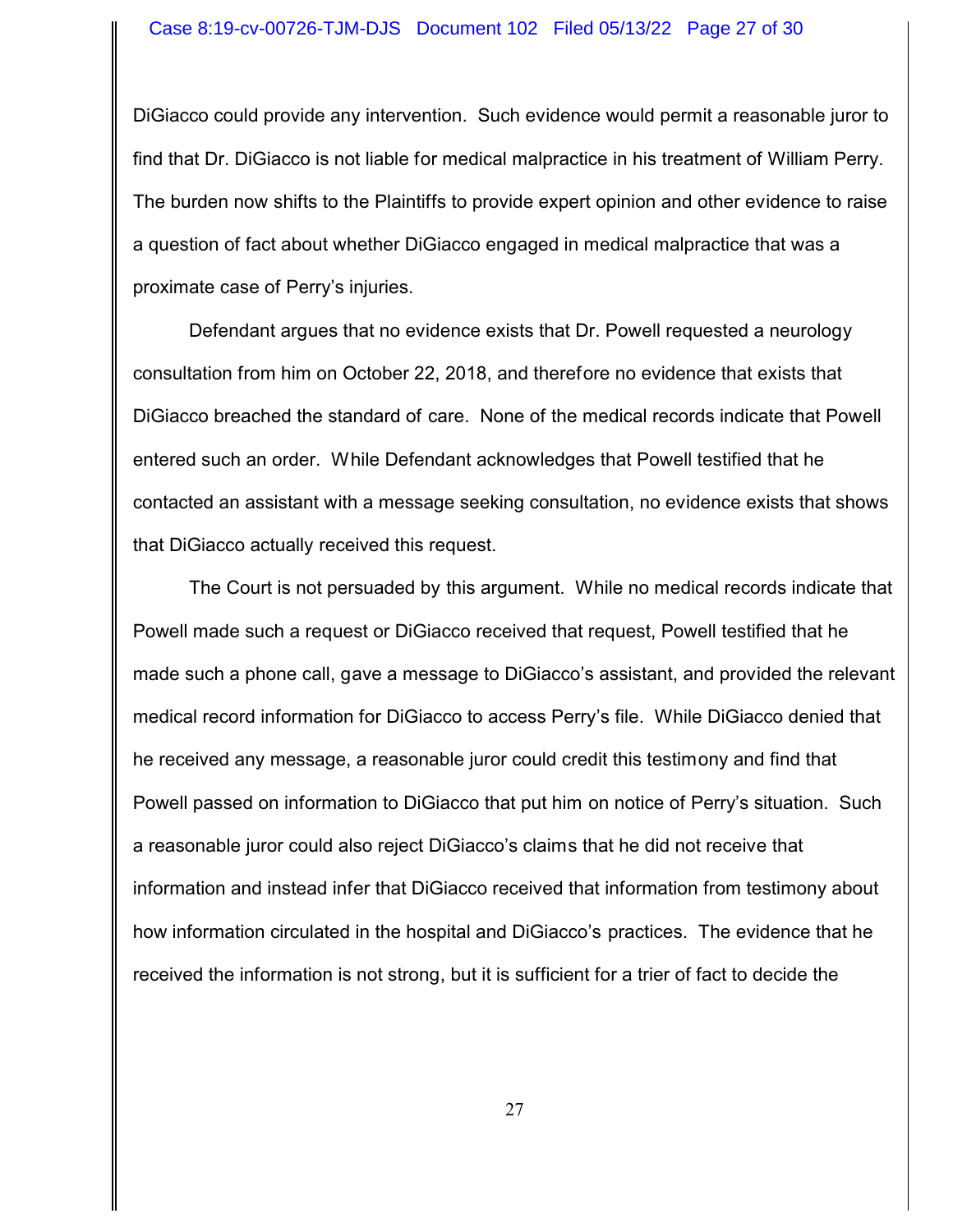DiGiacco could provide any intervention. Such evidence would permit a reasonable juror to find that Dr. DiGiacco is not liable for medical malpractice in his treatment of William Perry. The burden now shifts to the Plaintiffs to provide expert opinion and other evidence to raise a question of fact about whether DiGiacco engaged in medical malpractice that was a proximate case of Perry's injuries.

Defendant argues that no evidence exists that Dr. Powell requested a neurology consultation from him on October 22, 2018, and therefore no evidence that exists that DiGiacco breached the standard of care. None of the medical records indicate that Powell entered such an order. While Defendant acknowledges that Powell testified that he contacted an assistant with a message seeking consultation, no evidence exists that shows that DiGiacco actually received this request.

The Court is not persuaded by this argument. While no medical records indicate that Powell made such a request or DiGiacco received that request, Powell testified that he made such a phone call, gave a message to DiGiacco's assistant, and provided the relevant medical record information for DiGiacco to access Perry's file. While DiGiacco denied that he received any message, a reasonable juror could credit this testimony and find that Powell passed on information to DiGiacco that put him on notice of Perry's situation. Such a reasonable juror could also reject DiGiacco's claims that he did not receive that information and instead infer that DiGiacco received that information from testimony about how information circulated in the hospital and DiGiacco's practices. The evidence that he received the information is not strong, but it is sufficient for a trier of fact to decide the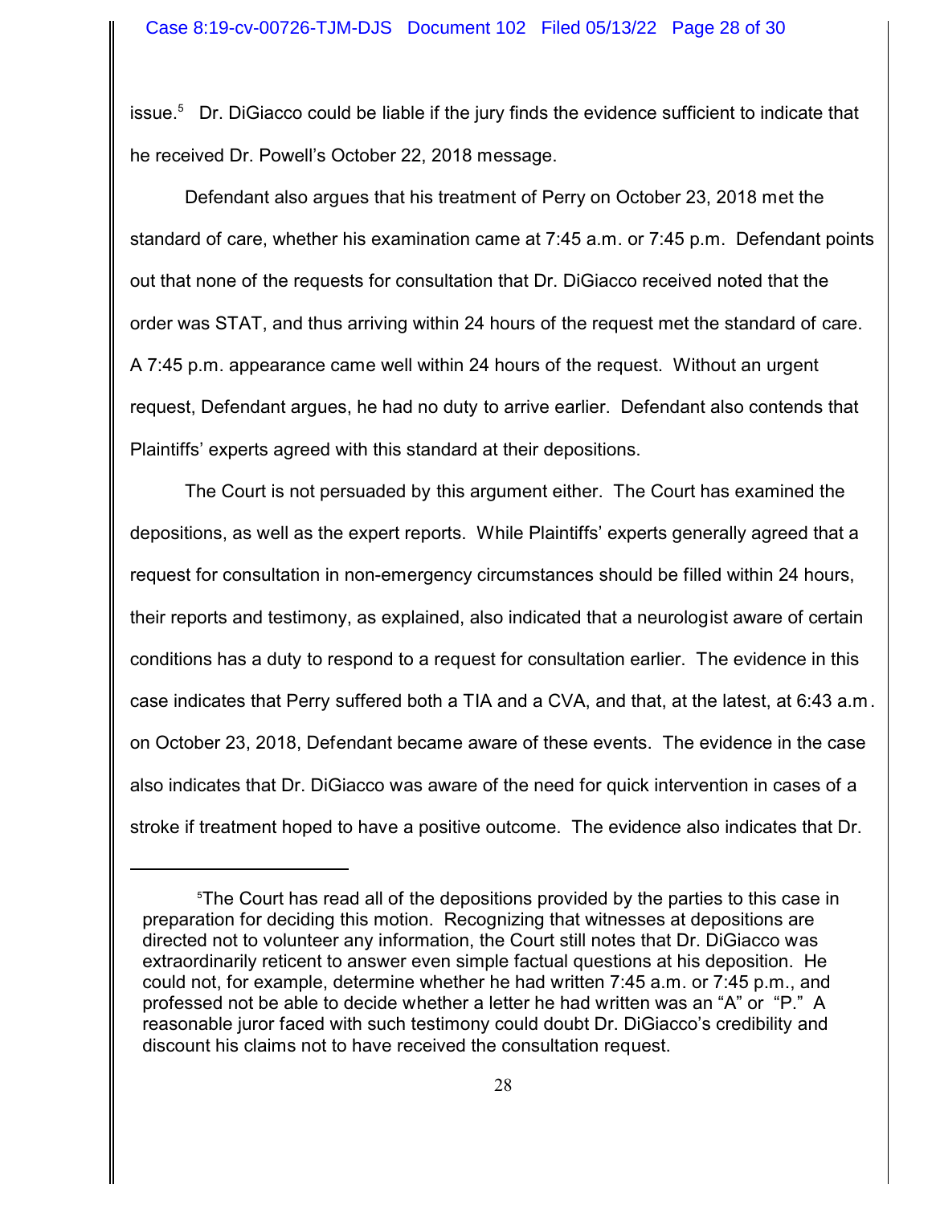issue.[5] Dr. DiGiacco could be liable if the jury finds the evidence sufficient to indicate that he received Dr. Powell's October 22, 2018 message.

Defendant also argues that his treatment of Perry on October 23, 2018 met the standard of care, whether his examination came at 7:45 a.m. or 7:45 p.m. Defendant points out that none of the requests for consultation that Dr. DiGiacco received noted that the order was STAT, and thus arriving within 24 hours of the request met the standard of care. A 7:45 p.m. appearance came well within 24 hours of the request. Without an urgent request, Defendant argues, he had no duty to arrive earlier. Defendant also contends that Plaintiffs' experts agreed with this standard at their depositions.

The Court is not persuaded by this argument either. The Court has examined the depositions, as well as the expert reports. While Plaintiffs' experts generally agreed that a request for consultation in non-emergency circumstances should be filled within 24 hours, their reports and testimony, as explained, also indicated that a neurologist aware of certain conditions has a duty to respond to a request for consultation earlier. The evidence in this case indicates that Perry suffered both a TIA and a CVA, and that, at the latest, at 6:43 a.m. on October 23, 2018, Defendant became aware of these events. The evidence in the case also indicates that Dr. DiGiacco was aware of the need for quick intervention in cases of a stroke if treatment hoped to have a positive outcome. The evidence also indicates that Dr.

---

[5] The Court has read all of the depositions provided by the parties to this case in preparation for deciding this motion. Recognizing that witnesses at depositions are directed not to volunteer any information, the Court still notes that Dr. DiGiacco was extraordinarily reticent to answer even simple factual questions at his deposition. He could not, for example, determine whether he had written 7:45 a.m. or 7:45 p.m., and professed not be able to decide whether a letter he had written was an "A" or "P." A reasonable juror faced with such testimony could doubt Dr. DiGiacco's credibility and discount his claims not to have received the consultation request.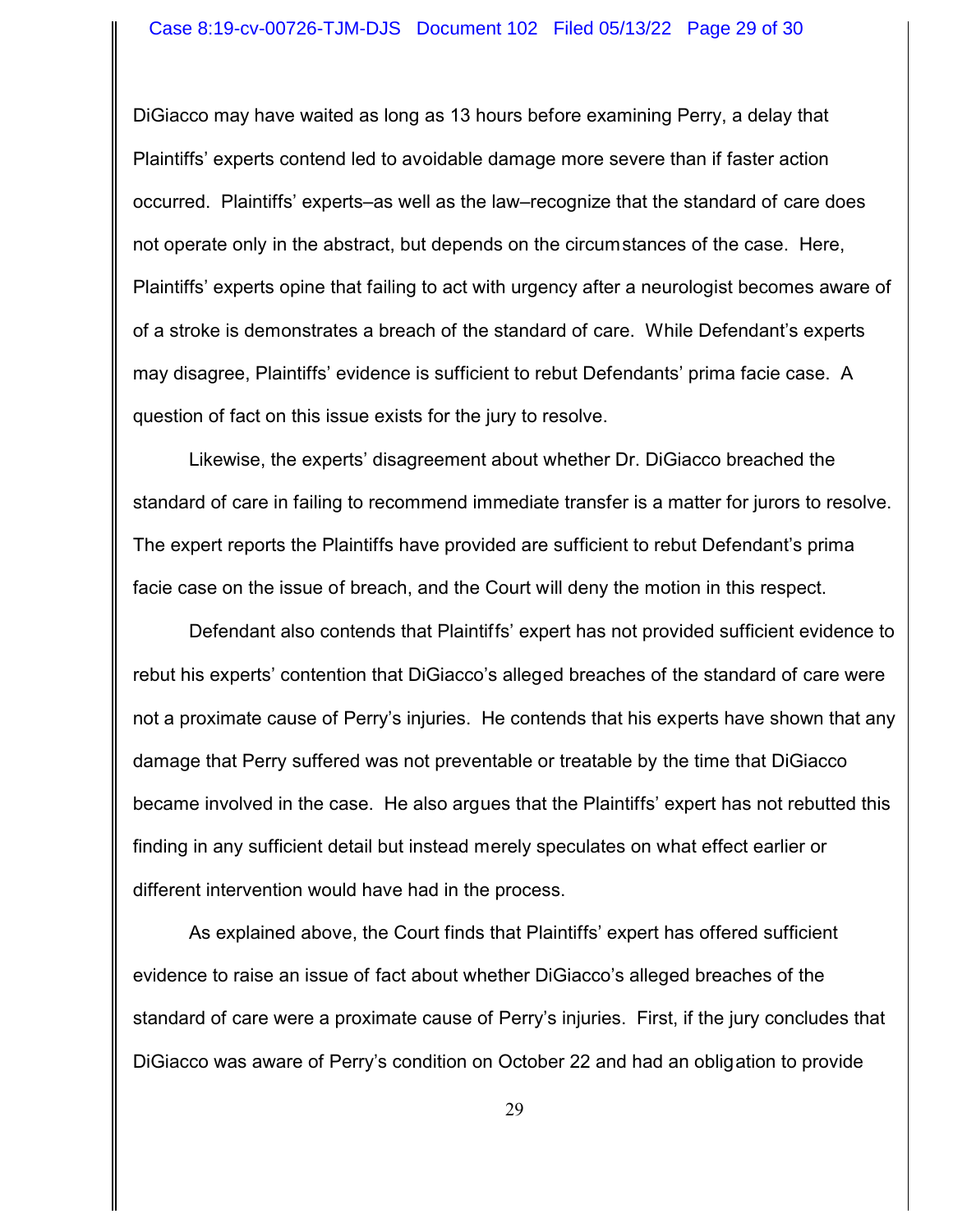DiGiacco may have waited as long as 13 hours before examining Perry, a delay that Plaintiffs' experts contend led to avoidable damage more severe than if faster action occurred. Plaintiffs' experts–as well as the law–recognize that the standard of care does not operate only in the abstract, but depends on the circumstances of the case. Here, Plaintiffs' experts opine that failing to act with urgency after a neurologist becomes aware of of a stroke is demonstrates a breach of the standard of care. While Defendant's experts may disagree, Plaintiffs' evidence is sufficient to rebut Defendants' prima facie case. A question of fact on this issue exists for the jury to resolve.

Likewise, the experts' disagreement about whether Dr. DiGiacco breached the standard of care in failing to recommend immediate transfer is a matter for jurors to resolve. The expert reports the Plaintiffs have provided are sufficient to rebut Defendant's prima facie case on the issue of breach, and the Court will deny the motion in this respect.

Defendant also contends that Plaintiffs' expert has not provided sufficient evidence to rebut his experts' contention that DiGiacco's alleged breaches of the standard of care were not a proximate cause of Perry's injuries. He contends that his experts have shown that any damage that Perry suffered was not preventable or treatable by the time that DiGiacco became involved in the case. He also argues that the Plaintiffs' expert has not rebutted this finding in any sufficient detail but instead merely speculates on what effect earlier or different intervention would have had in the process.

As explained above, the Court finds that Plaintiffs' expert has offered sufficient evidence to raise an issue of fact about whether DiGiacco's alleged breaches of the standard of care were a proximate cause of Perry's injuries. First, if the jury concludes that DiGiacco was aware of Perry's condition on October 22 and had an obligation to provide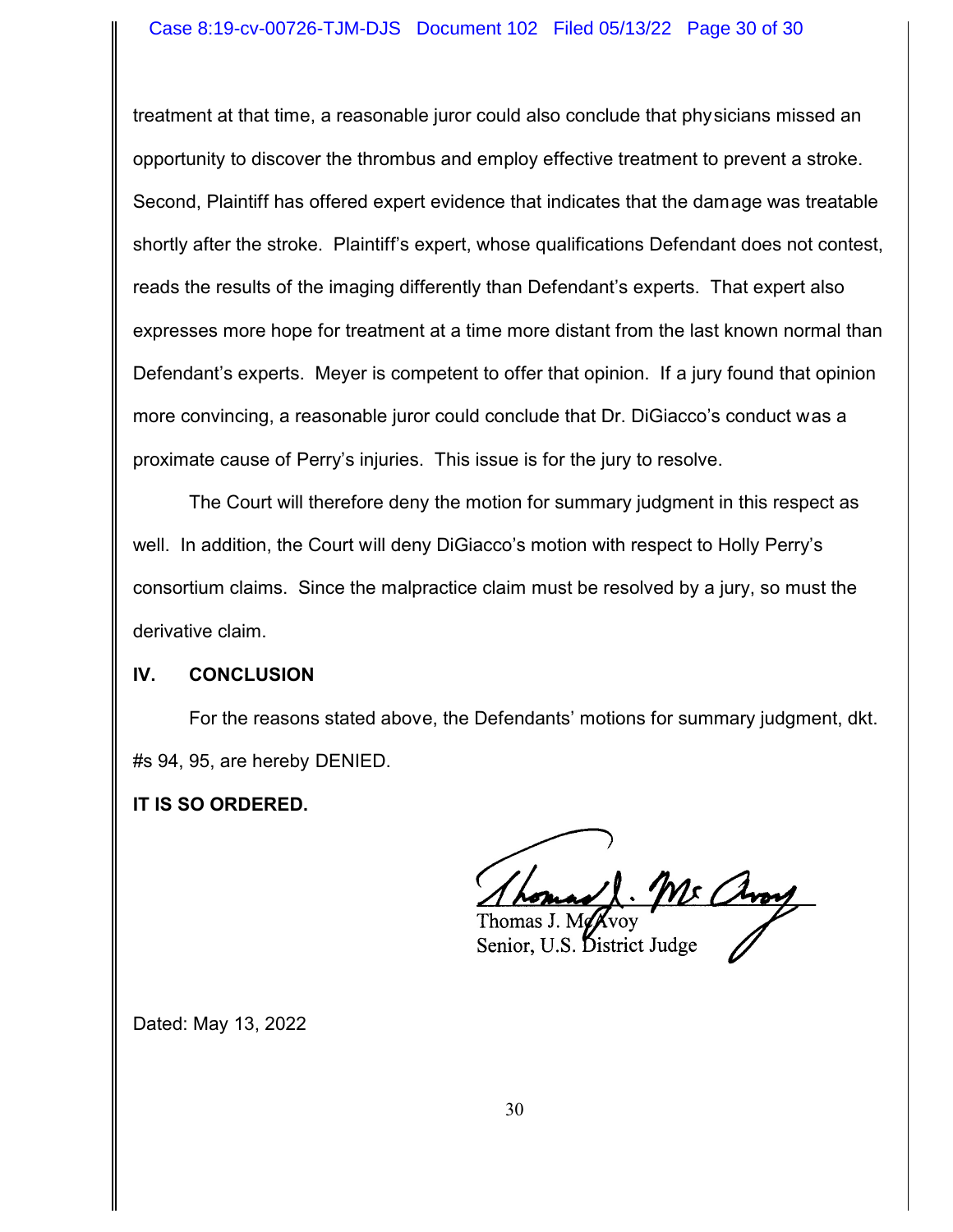treatment at that time, a reasonable juror could also conclude that physicians missed an opportunity to discover the thrombus and employ effective treatment to prevent a stroke. Second, Plaintiff has offered expert evidence that indicates that the damage was treatable shortly after the stroke. Plaintiff's expert, whose qualifications Defendant does not contest, reads the results of the imaging differently than Defendant's experts. That expert also expresses more hope for treatment at a time more distant from the last known normal than Defendant's experts. Meyer is competent to offer that opinion. If a jury found that opinion more convincing, a reasonable juror could conclude that Dr. DiGiacco's conduct was a proximate cause of Perry's injuries. This issue is for the jury to resolve.

The Court will therefore deny the motion for summary judgment in this respect as well. In addition, the Court will deny DiGiacco's motion with respect to Holly Perry's consortium claims. Since the malpractice claim must be resolved by a jury, so must the derivative claim.

## IV. CONCLUSION

For the reasons stated above, the Defendants' motions for summary judgment, dkt. #s 94, 95, are hereby DENIED.

**IT IS SO ORDERED.**

Thomas J. McAvoy
Senior, U.S. District Judge

Dated: May 13, 2022